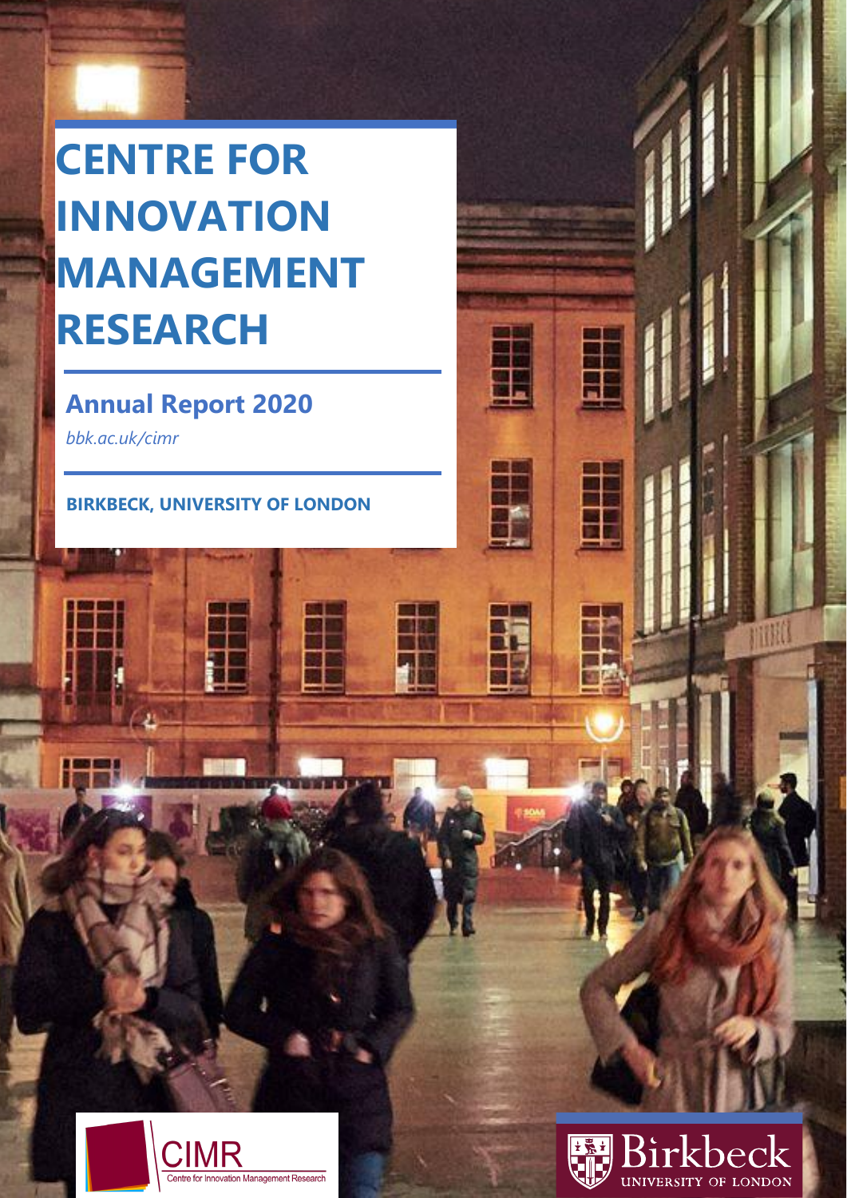# CENTRE FOR INNOVATION MANAGEMENT RESEARCH

## Annual Report 2020

*bbk.ac.uk/cimr*

**BIRKBECK, UNIVERSITY OF LONDON**

CIMR
Centre for Innovation Management Research

Birkbeck
UNIVERSITY OF LONDON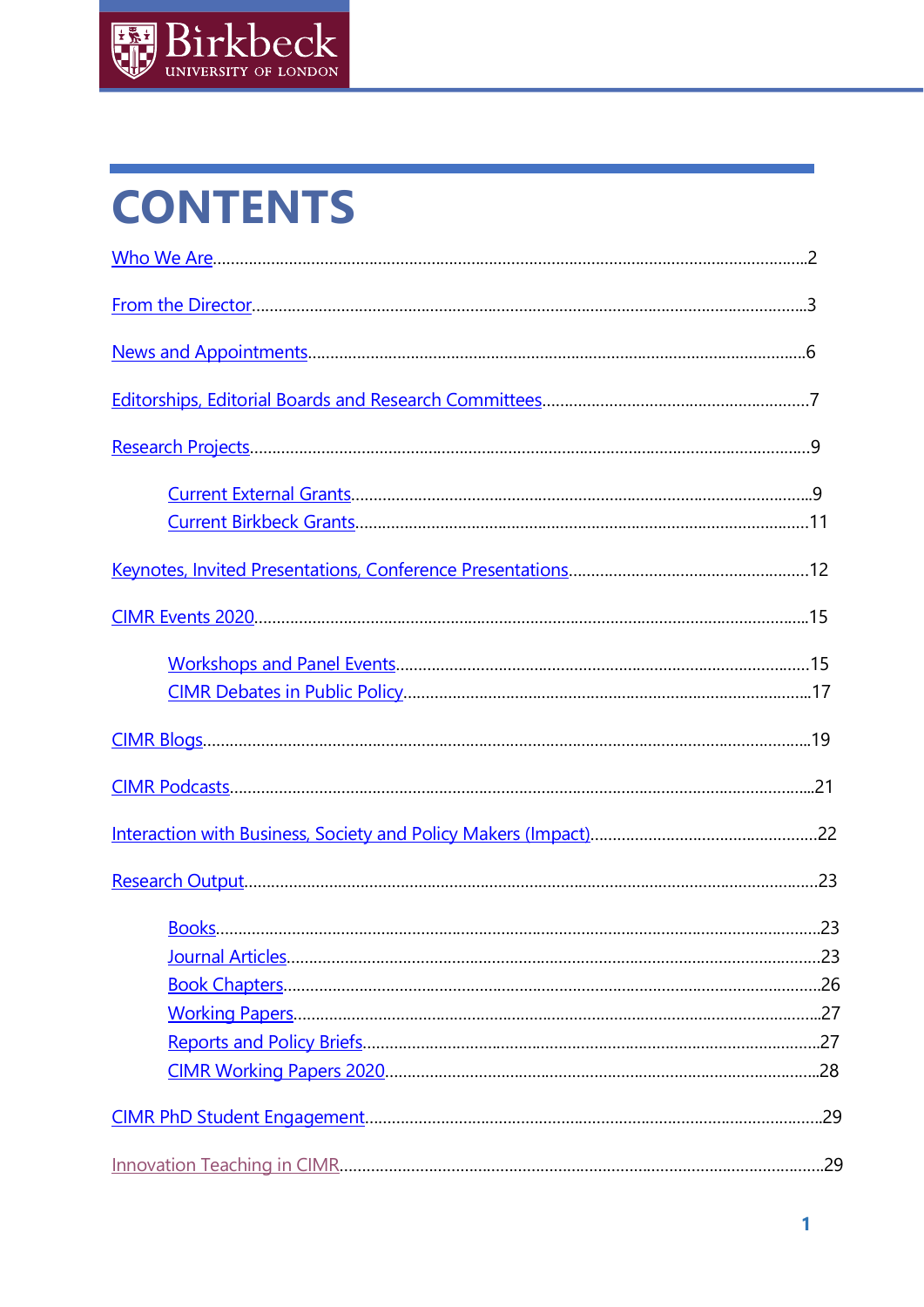# CONTENTS

- Who We Are ........ 2
- From the Director ........ 3
- News and Appointments ........ 6
- Editorships, Editorial Boards and Research Committees ........ 7
- Research Projects ........ 9
  - Current External Grants ........ 9
  - Current Birkbeck Grants ........ 11
- Keynotes, Invited Presentations, Conference Presentations ........ 12
- CIMR Events 2020 ........ 15
  - Workshops and Panel Events ........ 15
  - CIMR Debates in Public Policy ........ 17
- CIMR Blogs ........ 19
- CIMR Podcasts ........ 21
- Interaction with Business, Society and Policy Makers (Impact) ........ 22
- Research Output ........ 23
  - Books ........ 23
  - Journal Articles ........ 23
  - Book Chapters ........ 26
  - Working Papers ........ 27
  - Reports and Policy Briefs ........ 27
  - CIMR Working Papers 2020 ........ 28
- CIMR PhD Student Engagement ........ 29
- Innovation Teaching in CIMR ........ 29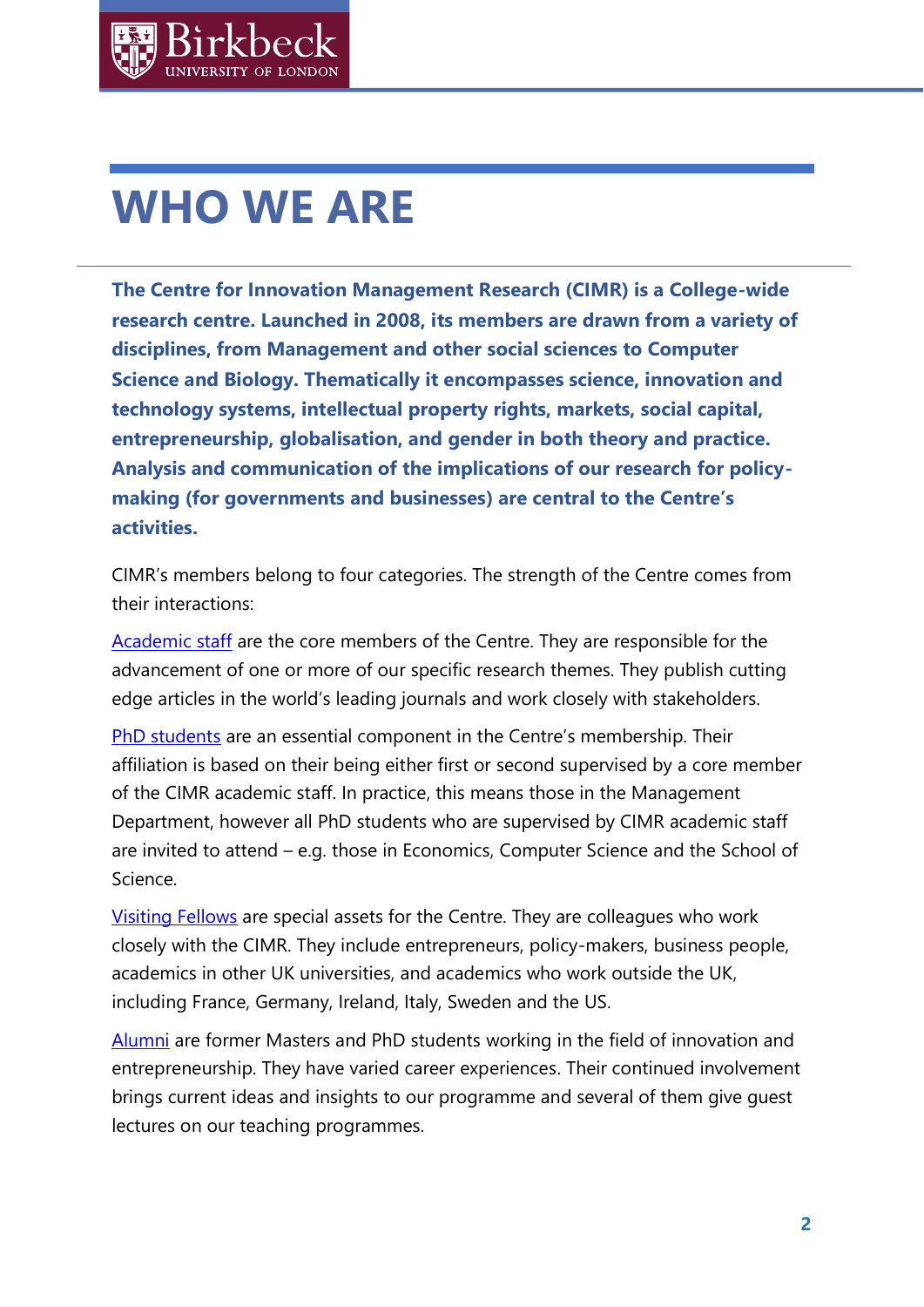# WHO WE ARE

**The Centre for Innovation Management Research (CIMR) is a College-wide research centre. Launched in 2008, its members are drawn from a variety of disciplines, from Management and other social sciences to Computer Science and Biology. Thematically it encompasses science, innovation and technology systems, intellectual property rights, markets, social capital, entrepreneurship, globalisation, and gender in both theory and practice. Analysis and communication of the implications of our research for policy-making (for governments and businesses) are central to the Centre's activities.**

CIMR's members belong to four categories. The strength of the Centre comes from their interactions:

Academic staff are the core members of the Centre. They are responsible for the advancement of one or more of our specific research themes. They publish cutting edge articles in the world's leading journals and work closely with stakeholders.

PhD students are an essential component in the Centre's membership. Their affiliation is based on their being either first or second supervised by a core member of the CIMR academic staff. In practice, this means those in the Management Department, however all PhD students who are supervised by CIMR academic staff are invited to attend – e.g. those in Economics, Computer Science and the School of Science.

Visiting Fellows are special assets for the Centre. They are colleagues who work closely with the CIMR. They include entrepreneurs, policy-makers, business people, academics in other UK universities, and academics who work outside the UK, including France, Germany, Ireland, Italy, Sweden and the US.

Alumni are former Masters and PhD students working in the field of innovation and entrepreneurship. They have varied career experiences. Their continued involvement brings current ideas and insights to our programme and several of them give guest lectures on our teaching programmes.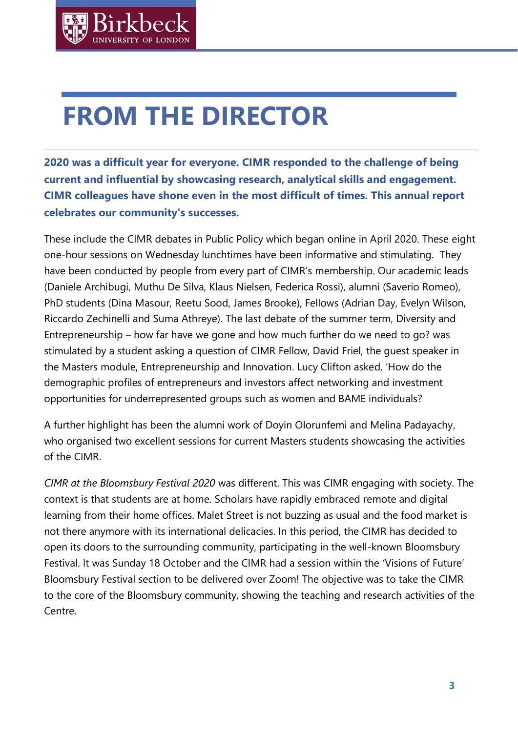# FROM THE DIRECTOR

**2020 was a difficult year for everyone. CIMR responded to the challenge of being current and influential by showcasing research, analytical skills and engagement. CIMR colleagues have shone even in the most difficult of times. This annual report celebrates our community's successes.**

These include the CIMR debates in Public Policy which began online in April 2020. These eight one-hour sessions on Wednesday lunchtimes have been informative and stimulating. They have been conducted by people from every part of CIMR's membership. Our academic leads (Daniele Archibugi, Muthu De Silva, Klaus Nielsen, Federica Rossi), alumni (Saverio Romeo), PhD students (Dina Masour, Reetu Sood, James Brooke), Fellows (Adrian Day, Evelyn Wilson, Riccardo Zechinelli and Suma Athreye). The last debate of the summer term, Diversity and Entrepreneurship – how far have we gone and how much further do we need to go? was stimulated by a student asking a question of CIMR Fellow, David Friel, the guest speaker in the Masters module, Entrepreneurship and Innovation. Lucy Clifton asked, 'How do the demographic profiles of entrepreneurs and investors affect networking and investment opportunities for underrepresented groups such as women and BAME individuals?

A further highlight has been the alumni work of Doyin Olorunfemi and Melina Padayachy, who organised two excellent sessions for current Masters students showcasing the activities of the CIMR.

*CIMR at the Bloomsbury Festival 2020* was different. This was CIMR engaging with society. The context is that students are at home. Scholars have rapidly embraced remote and digital learning from their home offices. Malet Street is not buzzing as usual and the food market is not there anymore with its international delicacies. In this period, the CIMR has decided to open its doors to the surrounding community, participating in the well-known Bloomsbury Festival. It was Sunday 18 October and the CIMR had a session within the 'Visions of Future' Bloomsbury Festival section to be delivered over Zoom! The objective was to take the CIMR to the core of the Bloomsbury community, showing the teaching and research activities of the Centre.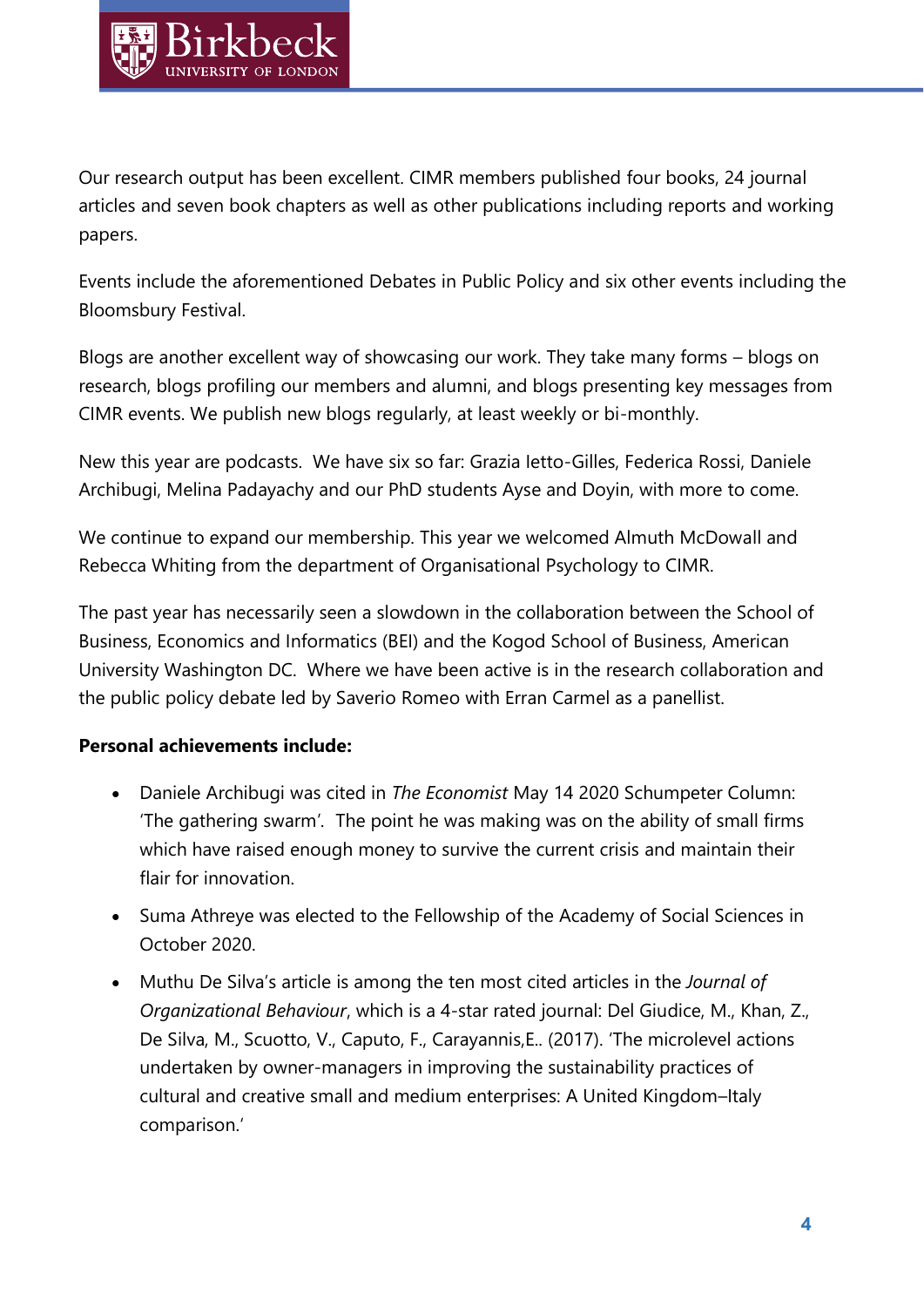Our research output has been excellent. CIMR members published four books, 24 journal articles and seven book chapters as well as other publications including reports and working papers.

Events include the aforementioned Debates in Public Policy and six other events including the Bloomsbury Festival.

Blogs are another excellent way of showcasing our work. They take many forms – blogs on research, blogs profiling our members and alumni, and blogs presenting key messages from CIMR events. We publish new blogs regularly, at least weekly or bi-monthly.

New this year are podcasts. We have six so far: Grazia Ietto-Gilles, Federica Rossi, Daniele Archibugi, Melina Padayachy and our PhD students Ayse and Doyin, with more to come.

We continue to expand our membership. This year we welcomed Almuth McDowall and Rebecca Whiting from the department of Organisational Psychology to CIMR.

The past year has necessarily seen a slowdown in the collaboration between the School of Business, Economics and Informatics (BEI) and the Kogod School of Business, American University Washington DC. Where we have been active is in the research collaboration and the public policy debate led by Saverio Romeo with Erran Carmel as a panellist.

**Personal achievements include:**

- Daniele Archibugi was cited in *The Economist* May 14 2020 Schumpeter Column: 'The gathering swarm'. The point he was making was on the ability of small firms which have raised enough money to survive the current crisis and maintain their flair for innovation.
- Suma Athreye was elected to the Fellowship of the Academy of Social Sciences in October 2020.
- Muthu De Silva's article is among the ten most cited articles in the *Journal of Organizational Behaviour*, which is a 4-star rated journal: Del Giudice, M., Khan, Z., De Silva, M., Scuotto, V., Caputo, F., Carayannis,E.. (2017). 'The microlevel actions undertaken by owner-managers in improving the sustainability practices of cultural and creative small and medium enterprises: A United Kingdom–Italy comparison.'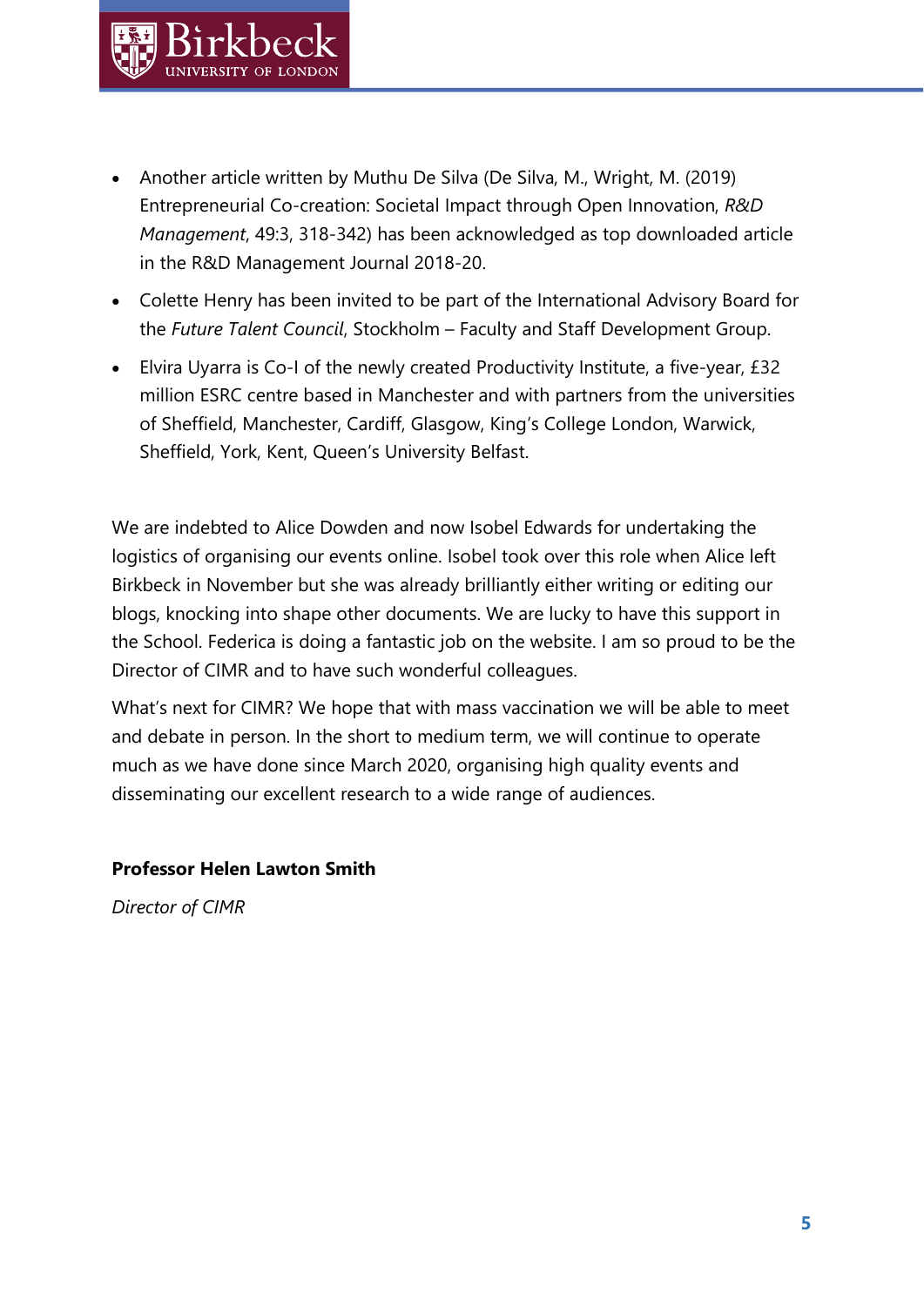- Another article written by Muthu De Silva (De Silva, M., Wright, M. (2019) Entrepreneurial Co-creation: Societal Impact through Open Innovation, *R&D Management*, 49:3, 318-342) has been acknowledged as top downloaded article in the R&D Management Journal 2018-20.
- Colette Henry has been invited to be part of the International Advisory Board for the *Future Talent Council*, Stockholm – Faculty and Staff Development Group.
- Elvira Uyarra is Co-I of the newly created Productivity Institute, a five-year, £32 million ESRC centre based in Manchester and with partners from the universities of Sheffield, Manchester, Cardiff, Glasgow, King's College London, Warwick, Sheffield, York, Kent, Queen's University Belfast.

We are indebted to Alice Dowden and now Isobel Edwards for undertaking the logistics of organising our events online. Isobel took over this role when Alice left Birkbeck in November but she was already brilliantly either writing or editing our blogs, knocking into shape other documents. We are lucky to have this support in the School. Federica is doing a fantastic job on the website. I am so proud to be the Director of CIMR and to have such wonderful colleagues.

What's next for CIMR? We hope that with mass vaccination we will be able to meet and debate in person. In the short to medium term, we will continue to operate much as we have done since March 2020, organising high quality events and disseminating our excellent research to a wide range of audiences.

**Professor Helen Lawton Smith**

*Director of CIMR*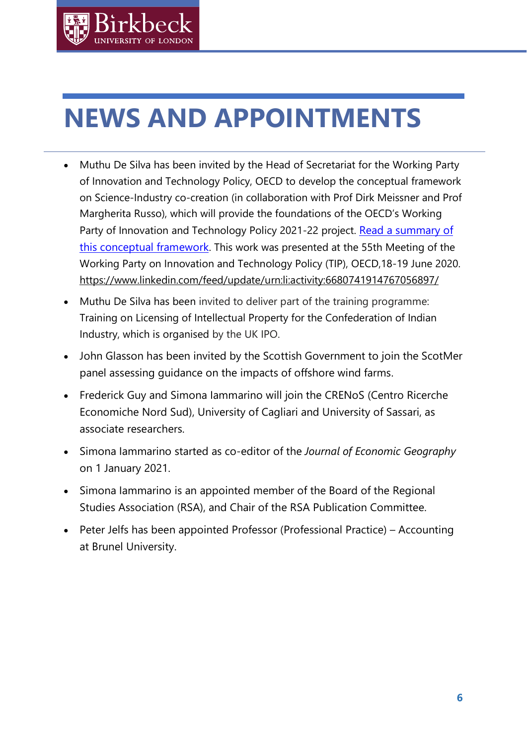# NEWS AND APPOINTMENTS

- Muthu De Silva has been invited by the Head of Secretariat for the Working Party of Innovation and Technology Policy, OECD to develop the conceptual framework on Science-Industry co-creation (in collaboration with Prof Dirk Meissner and Prof Margherita Russo), which will provide the foundations of the OECD's Working Party of Innovation and Technology Policy 2021-22 project. Read a summary of this conceptual framework. This work was presented at the 55th Meeting of the Working Party on Innovation and Technology Policy (TIP), OECD,18-19 June 2020. https://www.linkedin.com/feed/update/urn:li:activity:6680741914767056897/
- Muthu De Silva has been invited to deliver part of the training programme: Training on Licensing of Intellectual Property for the Confederation of Indian Industry, which is organised by the UK IPO.
- John Glasson has been invited by the Scottish Government to join the ScotMer panel assessing guidance on the impacts of offshore wind farms.
- Frederick Guy and Simona Iammarino will join the CRENoS (Centro Ricerche Economiche Nord Sud), University of Cagliari and University of Sassari, as associate researchers.
- Simona Iammarino started as co-editor of the *Journal of Economic Geography* on 1 January 2021.
- Simona Iammarino is an appointed member of the Board of the Regional Studies Association (RSA), and Chair of the RSA Publication Committee.
- Peter Jelfs has been appointed Professor (Professional Practice) – Accounting at Brunel University.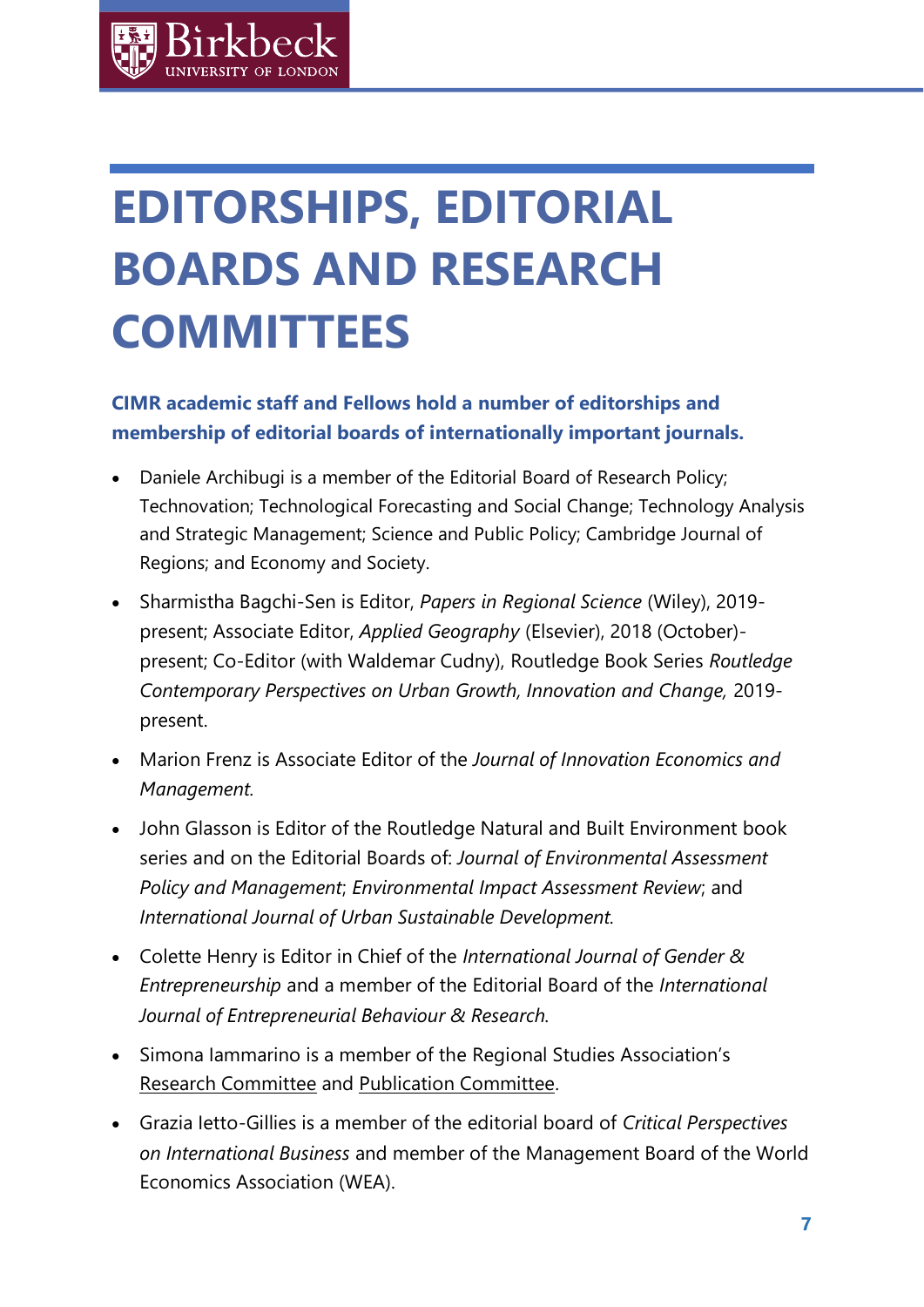# EDITORSHIPS, EDITORIAL BOARDS AND RESEARCH COMMITTEES

**CIMR academic staff and Fellows hold a number of editorships and membership of editorial boards of internationally important journals.**

- Daniele Archibugi is a member of the Editorial Board of Research Policy; Technovation; Technological Forecasting and Social Change; Technology Analysis and Strategic Management; Science and Public Policy; Cambridge Journal of Regions; and Economy and Society.
- Sharmistha Bagchi-Sen is Editor, *Papers in Regional Science* (Wiley), 2019-present; Associate Editor, *Applied Geography* (Elsevier), 2018 (October)-present; Co-Editor (with Waldemar Cudny), Routledge Book Series *Routledge Contemporary Perspectives on Urban Growth, Innovation and Change,* 2019-present.
- Marion Frenz is Associate Editor of the *Journal of Innovation Economics and Management.*
- John Glasson is Editor of the Routledge Natural and Built Environment book series and on the Editorial Boards of: *Journal of Environmental Assessment Policy and Management*; *Environmental Impact Assessment Review*; and *International Journal of Urban Sustainable Development.*
- Colette Henry is Editor in Chief of the *International Journal of Gender & Entrepreneurship* and a member of the Editorial Board of the *International Journal of Entrepreneurial Behaviour & Research.*
- Simona Iammarino is a member of the Regional Studies Association's Research Committee and Publication Committee.
- Grazia Ietto-Gillies is a member of the editorial board of *Critical Perspectives on International Business* and member of the Management Board of the World Economics Association (WEA).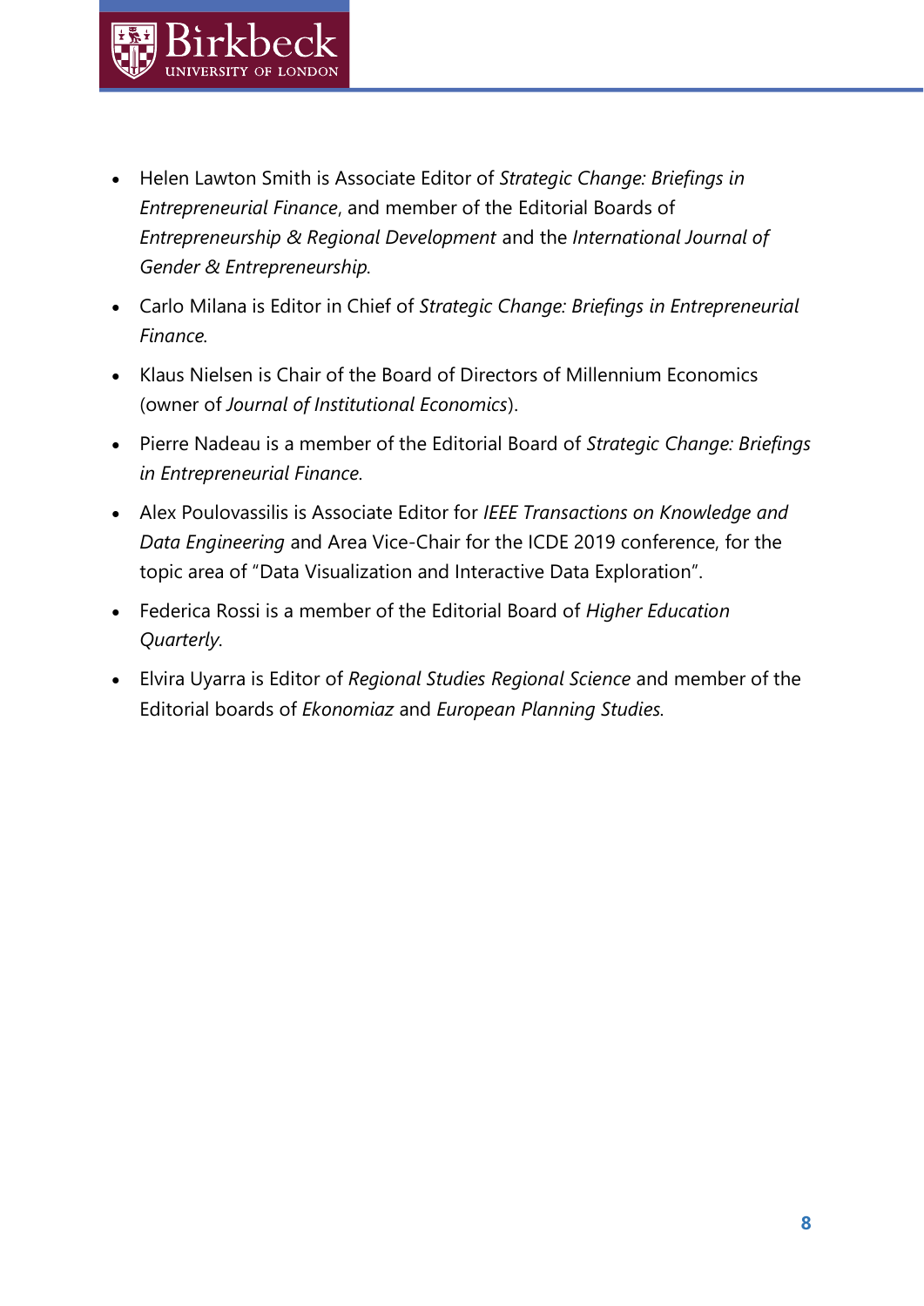- Helen Lawton Smith is Associate Editor of *Strategic Change: Briefings in Entrepreneurial Finance*, and member of the Editorial Boards of *Entrepreneurship & Regional Development* and the *International Journal of Gender & Entrepreneurship.*
- Carlo Milana is Editor in Chief of *Strategic Change: Briefings in Entrepreneurial Finance.*
- Klaus Nielsen is Chair of the Board of Directors of Millennium Economics (owner of *Journal of Institutional Economics*).
- Pierre Nadeau is a member of the Editorial Board of *Strategic Change: Briefings in Entrepreneurial Finance.*
- Alex Poulovassilis is Associate Editor for *IEEE Transactions on Knowledge and Data Engineering* and Area Vice-Chair for the ICDE 2019 conference, for the topic area of "Data Visualization and Interactive Data Exploration".
- Federica Rossi is a member of the Editorial Board of *Higher Education Quarterly.*
- Elvira Uyarra is Editor of *Regional Studies Regional Science* and member of the Editorial boards of *Ekonomiaz* and *European Planning Studies.*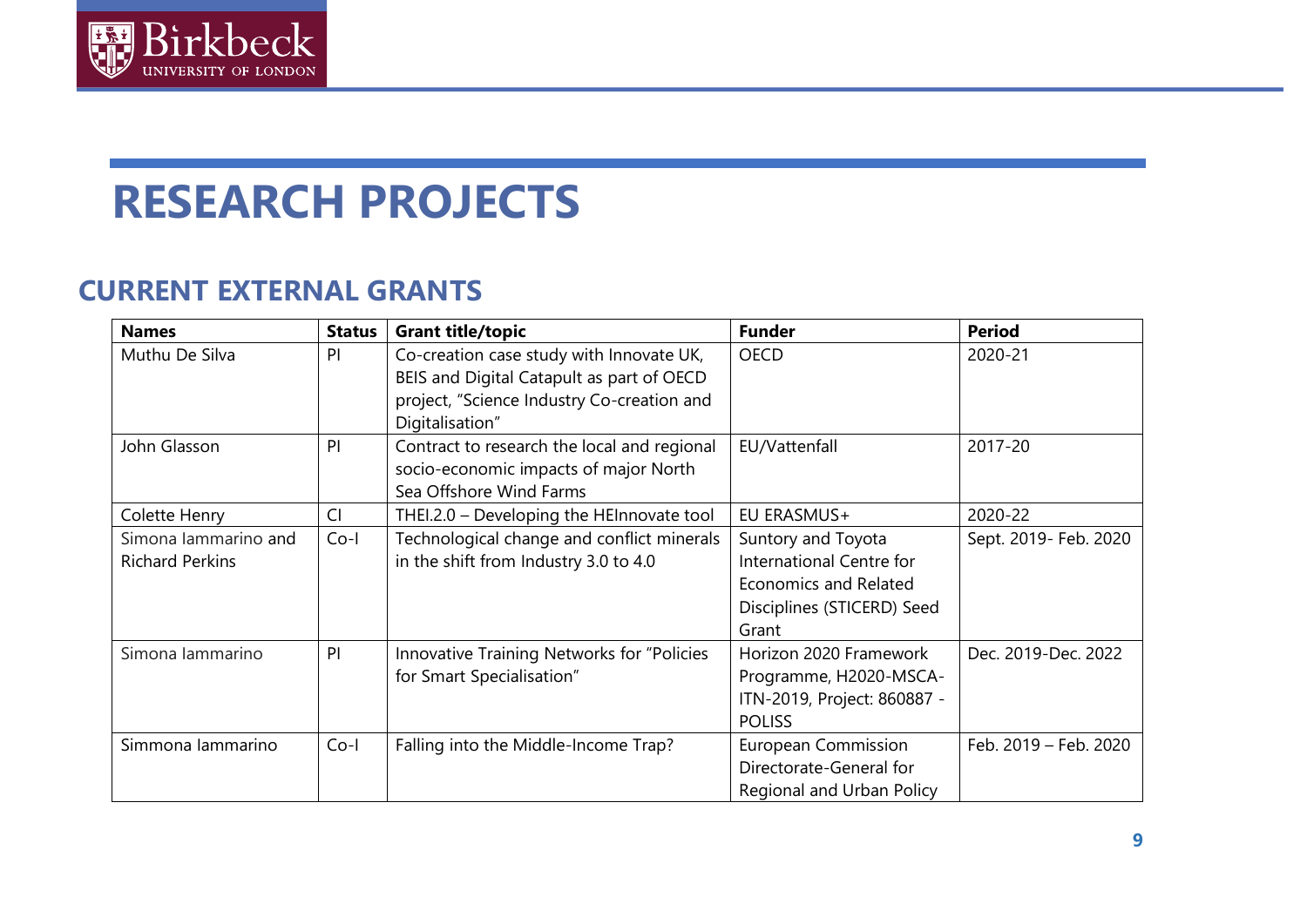# RESEARCH PROJECTS

## CURRENT EXTERNAL GRANTS

| Names | Status | Grant title/topic | Funder | Period |
|---|---|---|---|---|
| Muthu De Silva | PI | Co-creation case study with Innovate UK, BEIS and Digital Catapult as part of OECD project, "Science Industry Co-creation and Digitalisation" | OECD | 2020-21 |
| John Glasson | PI | Contract to research the local and regional socio-economic impacts of major North Sea Offshore Wind Farms | EU/Vattenfall | 2017-20 |
| Colette Henry | CI | THEI.2.0 – Developing the HEInnovate tool | EU ERASMUS+ | 2020-22 |
| Simona Iammarino and Richard Perkins | Co-I | Technological change and conflict minerals in the shift from Industry 3.0 to 4.0 | Suntory and Toyota International Centre for Economics and Related Disciplines (STICERD) Seed Grant | Sept. 2019- Feb. 2020 |
| Simona Iammarino | PI | Innovative Training Networks for "Policies for Smart Specialisation" | Horizon 2020 Framework Programme, H2020-MSCA-ITN-2019, Project: 860887 - POLISS | Dec. 2019-Dec. 2022 |
| Simmona Iammarino | Co-I | Falling into the Middle-Income Trap? | European Commission Directorate-General for Regional and Urban Policy | Feb. 2019 – Feb. 2020 |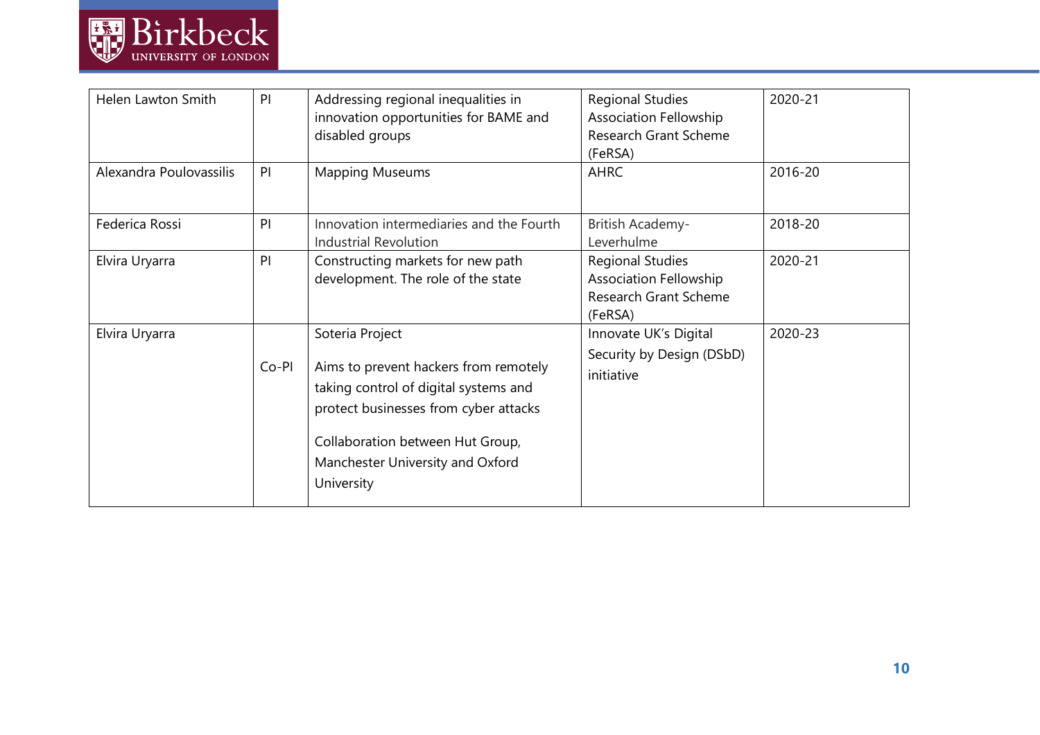| Helen Lawton Smith | PI | Addressing regional inequalities in innovation opportunities for BAME and disabled groups | Regional Studies Association Fellowship Research Grant Scheme (FeRSA) | 2020-21 |
|---|---|---|---|---|
| Alexandra Poulovassilis | PI | Mapping Museums | AHRC | 2016-20 |
| Federica Rossi | PI | Innovation intermediaries and the Fourth Industrial Revolution | British Academy-Leverhulme | 2018-20 |
| Elvira Uryarra | PI | Constructing markets for new path development. The role of the state | Regional Studies Association Fellowship Research Grant Scheme (FeRSA) | 2020-21 |
| Elvira Uryarra | Co-PI | Soteria Project<br><br>Aims to prevent hackers from remotely taking control of digital systems and protect businesses from cyber attacks<br><br>Collaboration between Hut Group, Manchester University and Oxford University | Innovate UK's Digital Security by Design (DSbD) initiative | 2020-23 |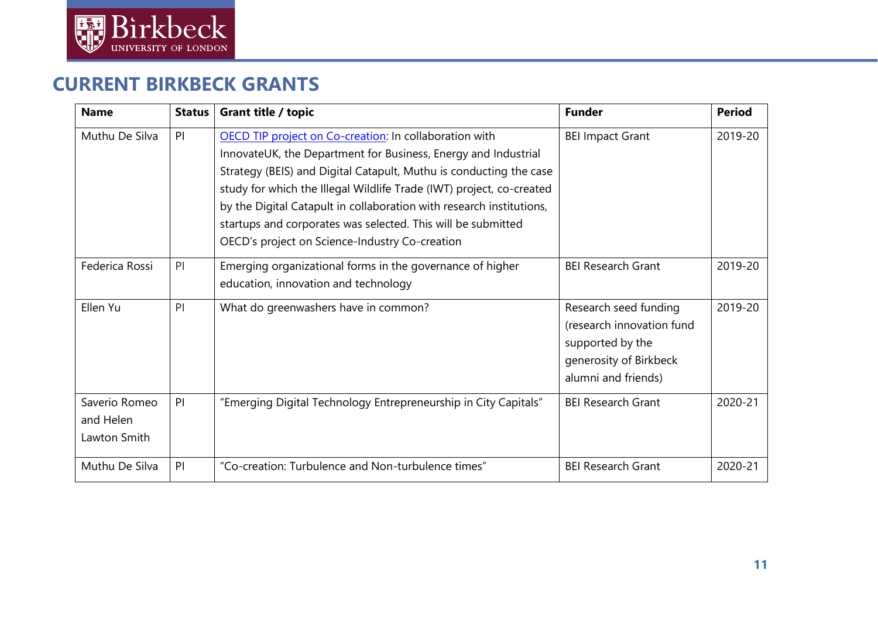## CURRENT BIRKBECK GRANTS

| Name | Status | Grant title / topic | Funder | Period |
|---|---|---|---|---|
| Muthu De Silva | PI | OECD TIP project on Co-creation: In collaboration with InnovateUK, the Department for Business, Energy and Industrial Strategy (BEIS) and Digital Catapult, Muthu is conducting the case study for which the Illegal Wildlife Trade (IWT) project, co-created by the Digital Catapult in collaboration with research institutions, startups and corporates was selected. This will be submitted OECD's project on Science-Industry Co-creation | BEI Impact Grant | 2019-20 |
| Federica Rossi | PI | Emerging organizational forms in the governance of higher education, innovation and technology | BEI Research Grant | 2019-20 |
| Ellen Yu | PI | What do greenwashers have in common? | Research seed funding (research innovation fund supported by the generosity of Birkbeck alumni and friends) | 2019-20 |
| Saverio Romeo and Helen Lawton Smith | PI | "Emerging Digital Technology Entrepreneurship in City Capitals" | BEI Research Grant | 2020-21 |
| Muthu De Silva | PI | "Co-creation: Turbulence and Non-turbulence times" | BEI Research Grant | 2020-21 |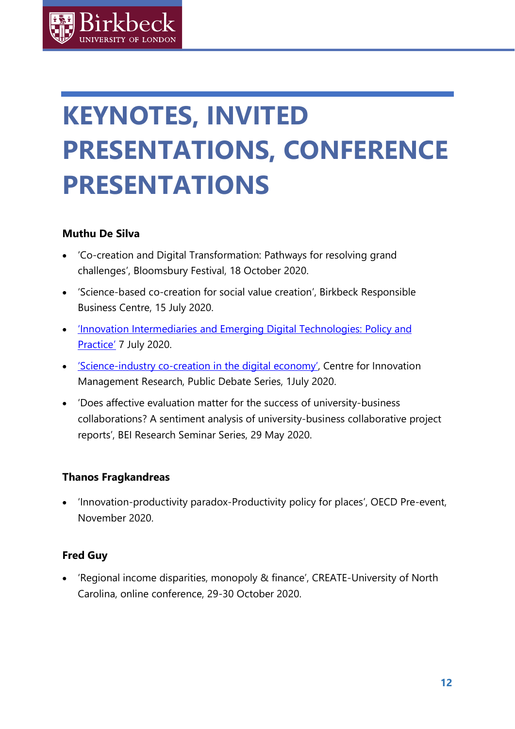# KEYNOTES, INVITED PRESENTATIONS, CONFERENCE PRESENTATIONS

**Muthu De Silva**

- 'Co-creation and Digital Transformation: Pathways for resolving grand challenges', Bloomsbury Festival, 18 October 2020.
- 'Science-based co-creation for social value creation', Birkbeck Responsible Business Centre, 15 July 2020.
- 'Innovation Intermediaries and Emerging Digital Technologies: Policy and Practice' 7 July 2020.
- 'Science-industry co-creation in the digital economy', Centre for Innovation Management Research, Public Debate Series, 1July 2020.
- 'Does affective evaluation matter for the success of university-business collaborations? A sentiment analysis of university-business collaborative project reports', BEI Research Seminar Series, 29 May 2020.

**Thanos Fragkandreas**

- 'Innovation-productivity paradox-Productivity policy for places', OECD Pre-event, November 2020.

**Fred Guy**

- 'Regional income disparities, monopoly & finance', CREATE-University of North Carolina, online conference, 29-30 October 2020.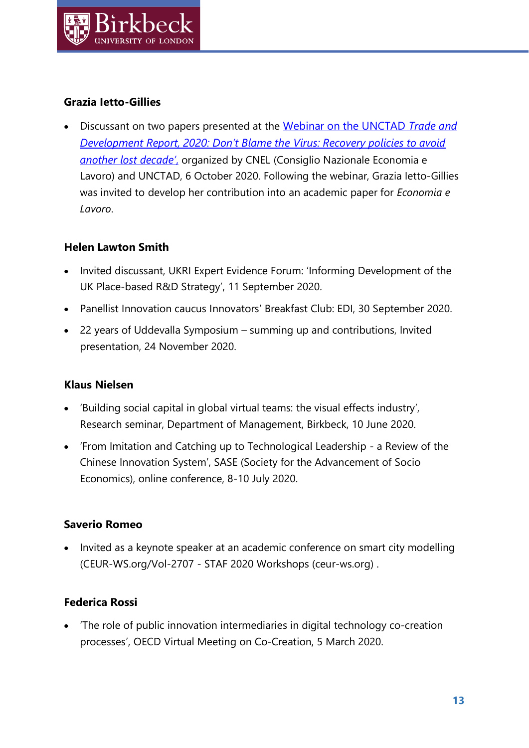**Grazia Ietto-Gillies**

- Discussant on two papers presented at the Webinar on the UNCTAD *Trade and Development Report, 2020: Don't Blame the Virus: Recovery policies to avoid another lost decade',* organized by CNEL (Consiglio Nazionale Economia e Lavoro) and UNCTAD, 6 October 2020. Following the webinar, Grazia Ietto-Gillies was invited to develop her contribution into an academic paper for *Economia e Lavoro*.

**Helen Lawton Smith**

- Invited discussant, UKRI Expert Evidence Forum: 'Informing Development of the UK Place-based R&D Strategy', 11 September 2020.
- Panellist Innovation caucus Innovators' Breakfast Club: EDI, 30 September 2020.
- 22 years of Uddevalla Symposium – summing up and contributions, Invited presentation, 24 November 2020.

**Klaus Nielsen**

- 'Building social capital in global virtual teams: the visual effects industry', Research seminar, Department of Management, Birkbeck, 10 June 2020.
- 'From Imitation and Catching up to Technological Leadership - a Review of the Chinese Innovation System', SASE (Society for the Advancement of Socio Economics), online conference, 8-10 July 2020.

**Saverio Romeo**

- Invited as a keynote speaker at an academic conference on smart city modelling (CEUR-WS.org/Vol-2707 - STAF 2020 Workshops (ceur-ws.org) .

**Federica Rossi**

- 'The role of public innovation intermediaries in digital technology co-creation processes', OECD Virtual Meeting on Co-Creation, 5 March 2020.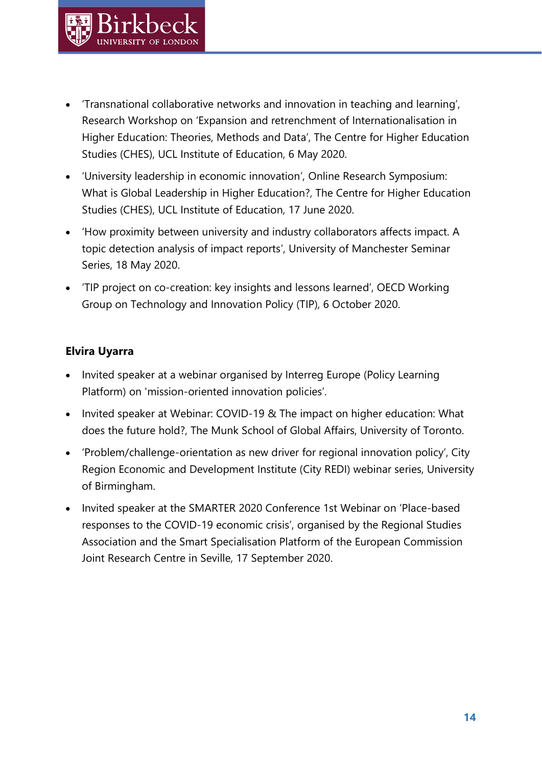- 'Transnational collaborative networks and innovation in teaching and learning', Research Workshop on 'Expansion and retrenchment of Internationalisation in Higher Education: Theories, Methods and Data', The Centre for Higher Education Studies (CHES), UCL Institute of Education, 6 May 2020.
- 'University leadership in economic innovation', Online Research Symposium: What is Global Leadership in Higher Education?, The Centre for Higher Education Studies (CHES), UCL Institute of Education, 17 June 2020.
- 'How proximity between university and industry collaborators affects impact. A topic detection analysis of impact reports', University of Manchester Seminar Series, 18 May 2020.
- 'TIP project on co-creation: key insights and lessons learned', OECD Working Group on Technology and Innovation Policy (TIP), 6 October 2020.

**Elvira Uyarra**

- Invited speaker at a webinar organised by Interreg Europe (Policy Learning Platform) on 'mission-oriented innovation policies'.
- Invited speaker at Webinar: COVID-19 & The impact on higher education: What does the future hold?, The Munk School of Global Affairs, University of Toronto.
- 'Problem/challenge-orientation as new driver for regional innovation policy', City Region Economic and Development Institute (City REDI) webinar series, University of Birmingham.
- Invited speaker at the SMARTER 2020 Conference 1st Webinar on 'Place-based responses to the COVID-19 economic crisis', organised by the Regional Studies Association and the Smart Specialisation Platform of the European Commission Joint Research Centre in Seville, 17 September 2020.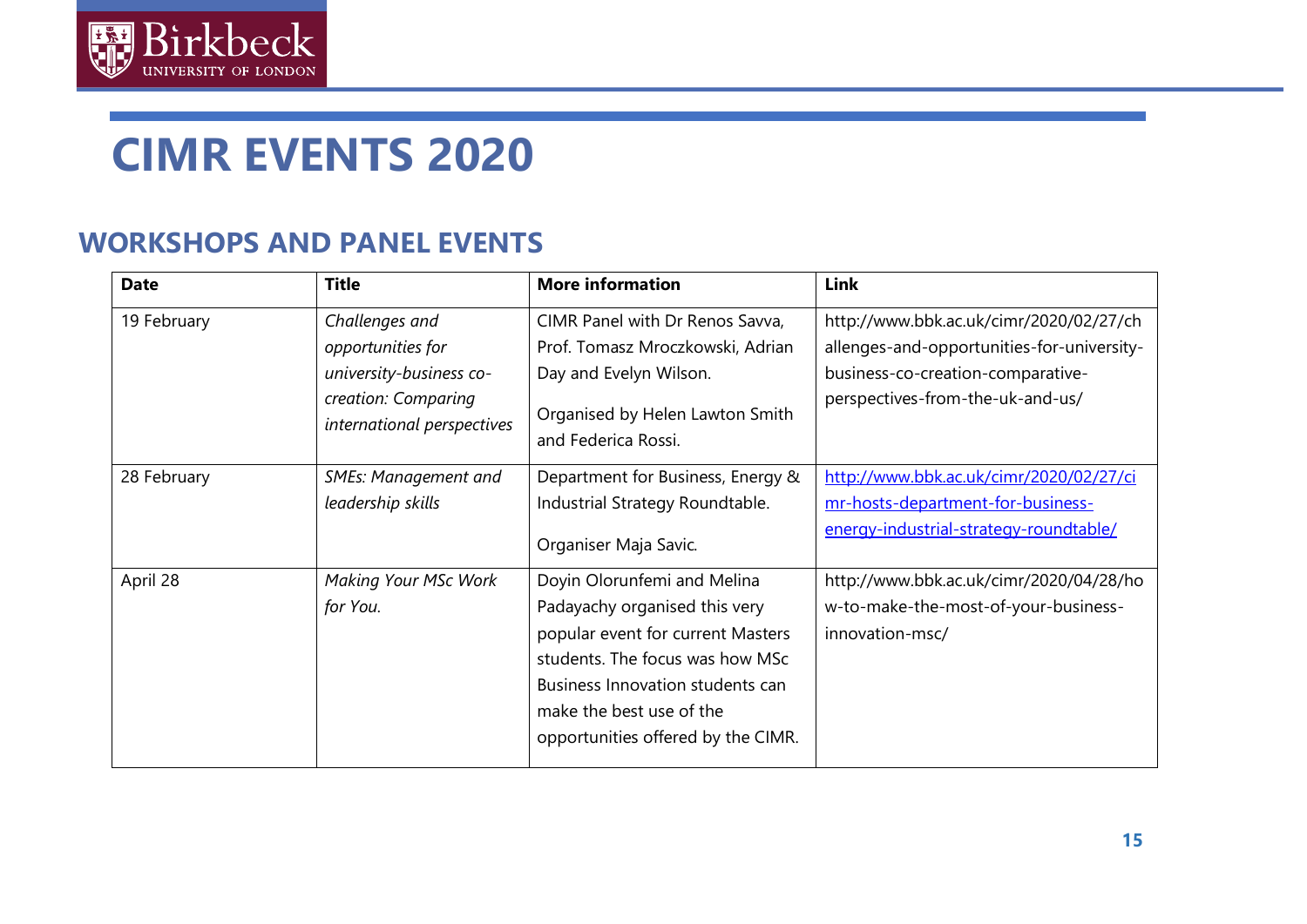# CIMR EVENTS 2020

## WORKSHOPS AND PANEL EVENTS

| Date | Title | More information | Link |
|---|---|---|---|
| 19 February | *Challenges and opportunities for university-business co-creation: Comparing international perspectives* | CIMR Panel with Dr Renos Savva, Prof. Tomasz Mroczkowski, Adrian Day and Evelyn Wilson. Organised by Helen Lawton Smith and Federica Rossi. | http://www.bbk.ac.uk/cimr/2020/02/27/challenges-and-opportunities-for-university-business-co-creation-comparative-perspectives-from-the-uk-and-us/ |
| 28 February | *SMEs: Management and leadership skills* | Department for Business, Energy & Industrial Strategy Roundtable. Organiser Maja Savic. | [http://www.bbk.ac.uk/cimr/2020/02/27/cimr-hosts-department-for-business-energy-industrial-strategy-roundtable/](http://www.bbk.ac.uk/cimr/2020/02/27/cimr-hosts-department-for-business-energy-industrial-strategy-roundtable/) |
| April 28 | *Making Your MSc Work for You.* | Doyin Olorunfemi and Melina Padayachy organised this very popular event for current Masters students. The focus was how MSc Business Innovation students can make the best use of the opportunities offered by the CIMR. | http://www.bbk.ac.uk/cimr/2020/04/28/how-to-make-the-most-of-your-business-innovation-msc/ |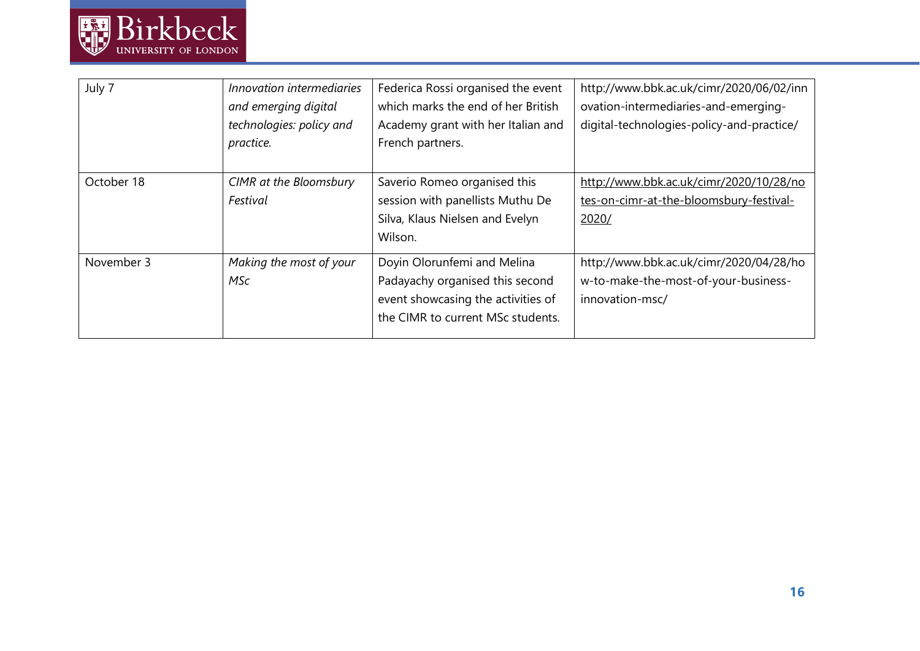| July 7 | *Innovation intermediaries and emerging digital technologies: policy and practice.* | Federica Rossi organised the event which marks the end of her British Academy grant with her Italian and French partners. | http://www.bbk.ac.uk/cimr/2020/06/02/innovation-intermediaries-and-emerging-digital-technologies-policy-and-practice/ |
|---|---|---|---|
| October 18 | *CIMR at the Bloomsbury Festival* | Saverio Romeo organised this session with panellists Muthu De Silva, Klaus Nielsen and Evelyn Wilson. | http://www.bbk.ac.uk/cimr/2020/10/28/notes-on-cimr-at-the-bloomsbury-festival-2020/ |
| November 3 | *Making the most of your MSc* | Doyin Olorunfemi and Melina Padayachy organised this second event showcasing the activities of the CIMR to current MSc students. | http://www.bbk.ac.uk/cimr/2020/04/28/how-to-make-the-most-of-your-business-innovation-msc/ |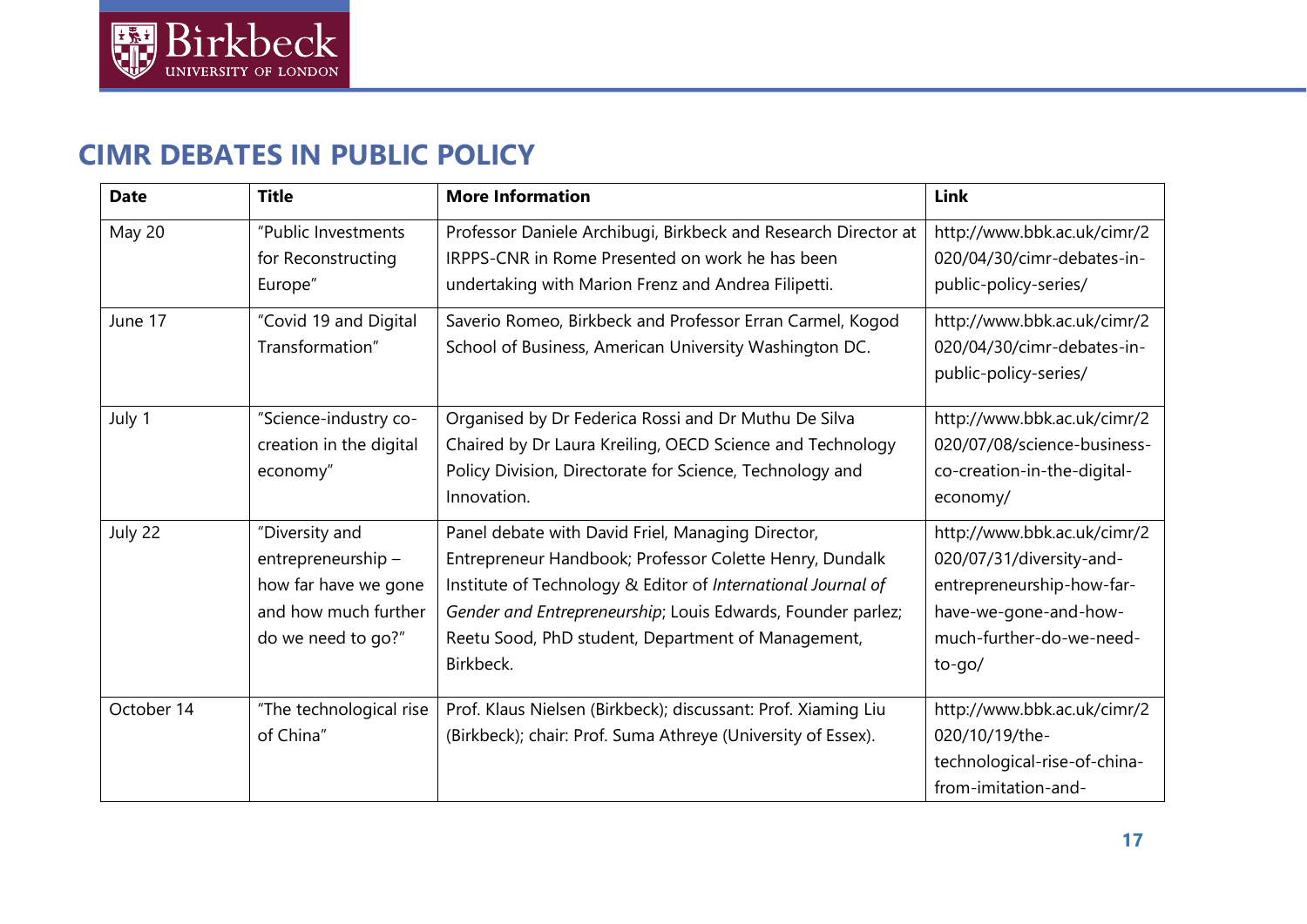## CIMR DEBATES IN PUBLIC POLICY

| Date | Title | More Information | Link |
|---|---|---|---|
| May 20 | "Public Investments for Reconstructing Europe" | Professor Daniele Archibugi, Birkbeck and Research Director at IRPPS-CNR in Rome Presented on work he has been undertaking with Marion Frenz and Andrea Filipetti. | http://www.bbk.ac.uk/cimr/2020/04/30/cimr-debates-in-public-policy-series/ |
| June 17 | "Covid 19 and Digital Transformation" | Saverio Romeo, Birkbeck and Professor Erran Carmel, Kogod School of Business, American University Washington DC. | http://www.bbk.ac.uk/cimr/2020/04/30/cimr-debates-in-public-policy-series/ |
| July 1 | "Science-industry co-creation in the digital economy" | Organised by Dr Federica Rossi and Dr Muthu De Silva Chaired by Dr Laura Kreiling, OECD Science and Technology Policy Division, Directorate for Science, Technology and Innovation. | http://www.bbk.ac.uk/cimr/2020/07/08/science-business-co-creation-in-the-digital-economy/ |
| July 22 | "Diversity and entrepreneurship – how far have we gone and how much further do we need to go?" | Panel debate with David Friel, Managing Director, Entrepreneur Handbook; Professor Colette Henry, Dundalk Institute of Technology & Editor of *International Journal of Gender and Entrepreneurship*; Louis Edwards, Founder parlez; Reetu Sood, PhD student, Department of Management, Birkbeck. | http://www.bbk.ac.uk/cimr/2020/07/31/diversity-and-entrepreneurship-how-far-have-we-gone-and-how-much-further-do-we-need-to-go/ |
| October 14 | "The technological rise of China" | Prof. Klaus Nielsen (Birkbeck); discussant: Prof. Xiaming Liu (Birkbeck); chair: Prof. Suma Athreye (University of Essex). | http://www.bbk.ac.uk/cimr/2020/10/19/the-technological-rise-of-china-from-imitation-and- |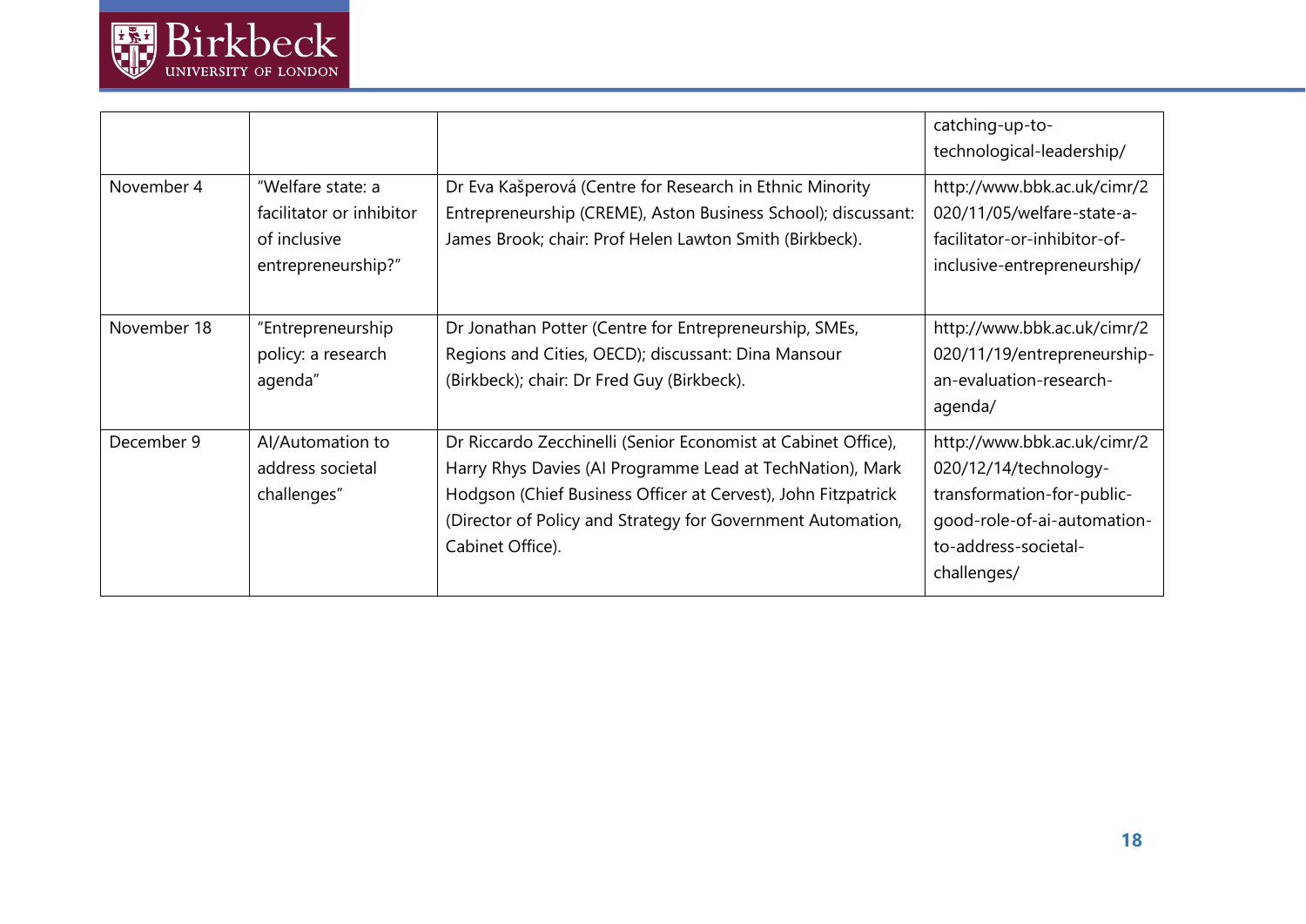| | | | |
|---|---|---|---|
| | | | catching-up-to-technological-leadership/ |
| November 4 | "Welfare state: a facilitator or inhibitor of inclusive entrepreneurship?" | Dr Eva Kašperová (Centre for Research in Ethnic Minority Entrepreneurship (CREME), Aston Business School); discussant: James Brook; chair: Prof Helen Lawton Smith (Birkbeck). | http://www.bbk.ac.uk/cimr/2020/11/05/welfare-state-a-facilitator-or-inhibitor-of-inclusive-entrepreneurship/ |
| November 18 | "Entrepreneurship policy: a research agenda" | Dr Jonathan Potter (Centre for Entrepreneurship, SMEs, Regions and Cities, OECD); discussant: Dina Mansour (Birkbeck); chair: Dr Fred Guy (Birkbeck). | http://www.bbk.ac.uk/cimr/2020/11/19/entrepreneurship-an-evaluation-research-agenda/ |
| December 9 | AI/Automation to address societal challenges" | Dr Riccardo Zecchinelli (Senior Economist at Cabinet Office), Harry Rhys Davies (AI Programme Lead at TechNation), Mark Hodgson (Chief Business Officer at Cervest), John Fitzpatrick (Director of Policy and Strategy for Government Automation, Cabinet Office). | http://www.bbk.ac.uk/cimr/2020/12/14/technology-transformation-for-public-good-role-of-ai-automation-to-address-societal-challenges/ |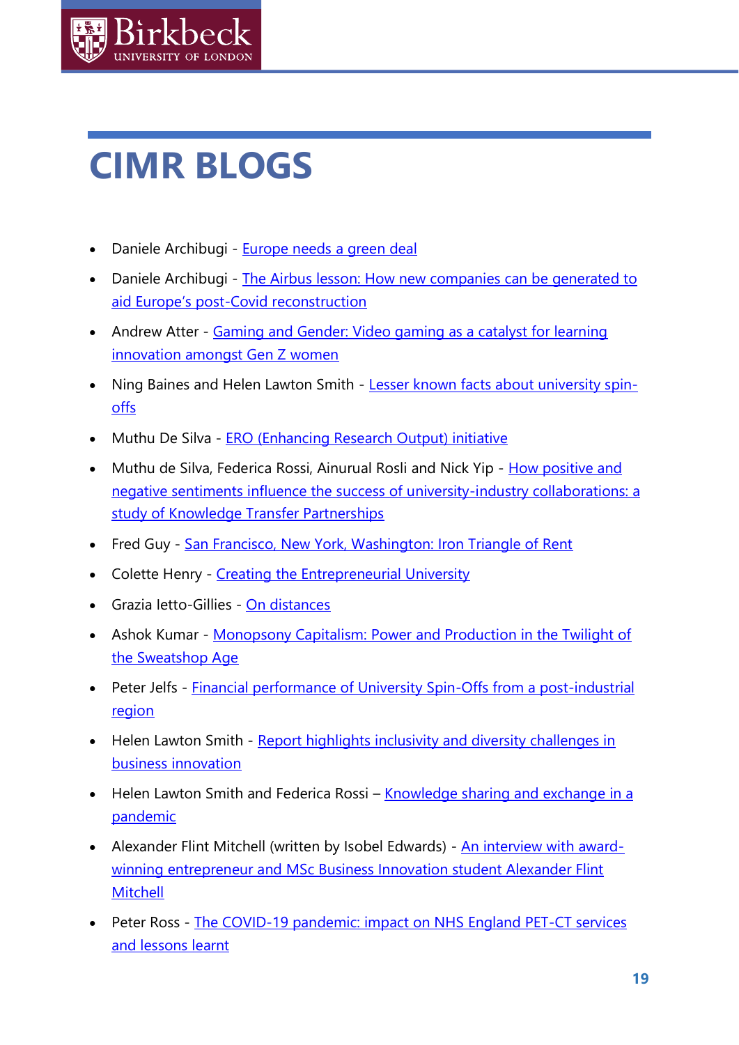# CIMR BLOGS

- Daniele Archibugi - Europe needs a green deal
- Daniele Archibugi - The Airbus lesson: How new companies can be generated to aid Europe's post-Covid reconstruction
- Andrew Atter - Gaming and Gender: Video gaming as a catalyst for learning innovation amongst Gen Z women
- Ning Baines and Helen Lawton Smith - Lesser known facts about university spin-offs
- Muthu De Silva - ERO (Enhancing Research Output) initiative
- Muthu de Silva, Federica Rossi, Ainurual Rosli and Nick Yip - How positive and negative sentiments influence the success of university-industry collaborations: a study of Knowledge Transfer Partnerships
- Fred Guy - San Francisco, New York, Washington: Iron Triangle of Rent
- Colette Henry - Creating the Entrepreneurial University
- Grazia Ietto-Gillies - On distances
- Ashok Kumar - Monopsony Capitalism: Power and Production in the Twilight of the Sweatshop Age
- Peter Jelfs - Financial performance of University Spin-Offs from a post-industrial region
- Helen Lawton Smith - Report highlights inclusivity and diversity challenges in business innovation
- Helen Lawton Smith and Federica Rossi – Knowledge sharing and exchange in a pandemic
- Alexander Flint Mitchell (written by Isobel Edwards) - An interview with award-winning entrepreneur and MSc Business Innovation student Alexander Flint Mitchell
- Peter Ross - The COVID-19 pandemic: impact on NHS England PET-CT services and lessons learnt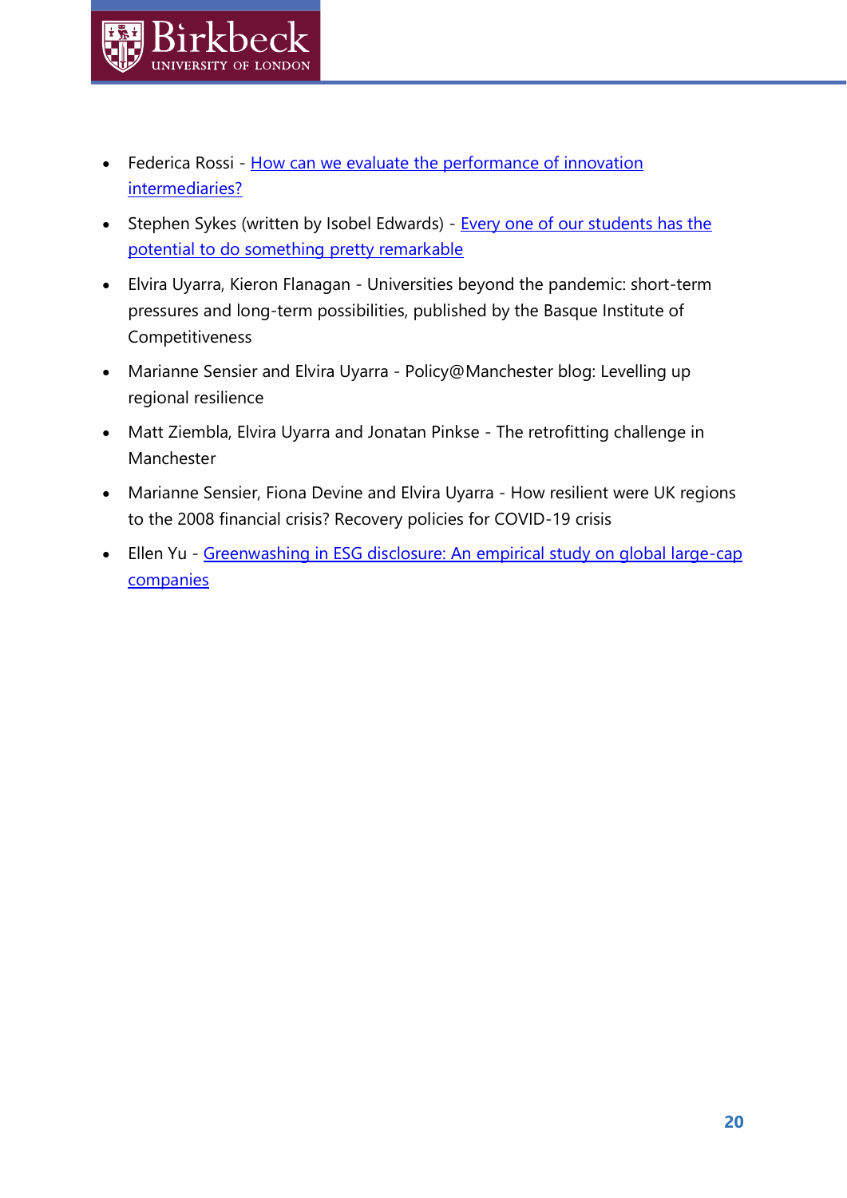- Federica Rossi - How can we evaluate the performance of innovation intermediaries?
- Stephen Sykes (written by Isobel Edwards) - Every one of our students has the potential to do something pretty remarkable
- Elvira Uyarra, Kieron Flanagan - Universities beyond the pandemic: short-term pressures and long-term possibilities, published by the Basque Institute of Competitiveness
- Marianne Sensier and Elvira Uyarra - Policy@Manchester blog: Levelling up regional resilience
- Matt Ziembla, Elvira Uyarra and Jonatan Pinkse - The retrofitting challenge in Manchester
- Marianne Sensier, Fiona Devine and Elvira Uyarra - How resilient were UK regions to the 2008 financial crisis? Recovery policies for COVID-19 crisis
- Ellen Yu - Greenwashing in ESG disclosure: An empirical study on global large-cap companies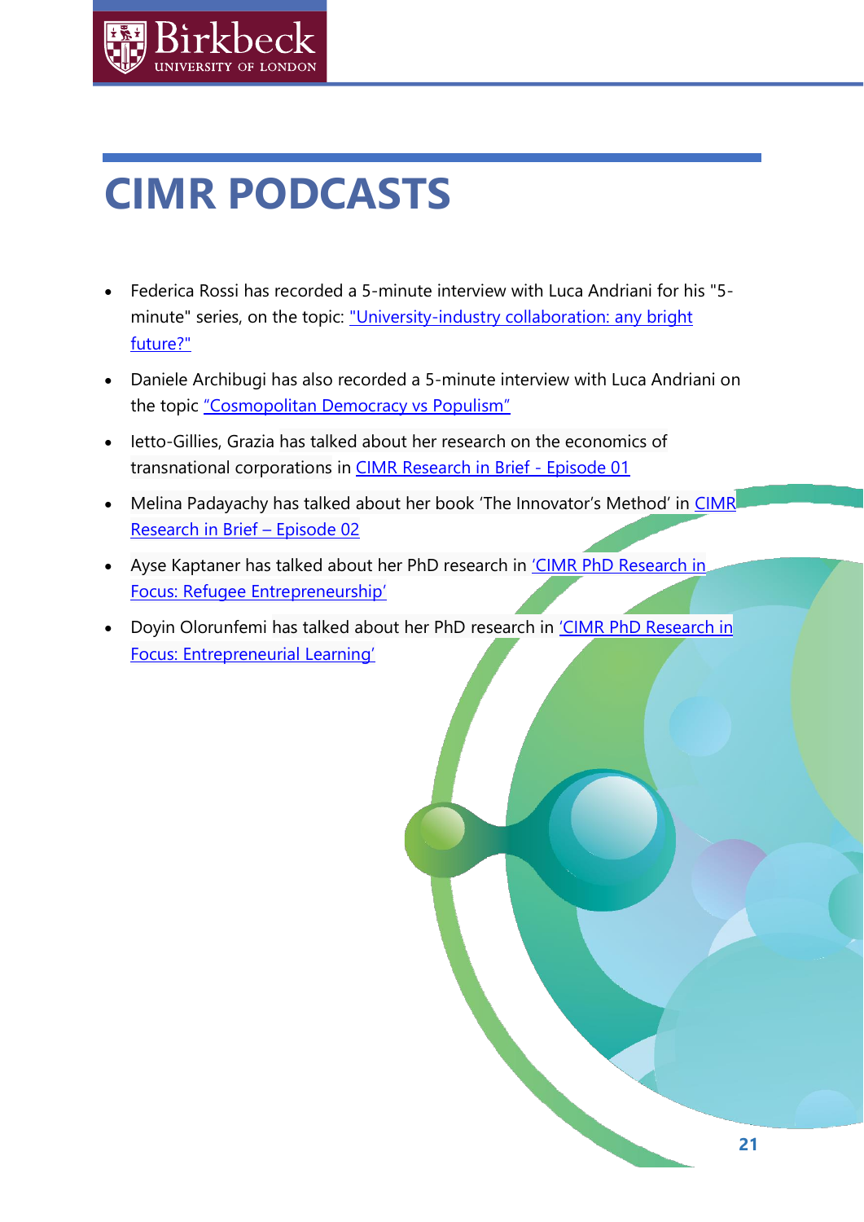# CIMR PODCASTS

- Federica Rossi has recorded a 5-minute interview with Luca Andriani for his "5-minute" series, on the topic: "University-industry collaboration: any bright future?"
- Daniele Archibugi has also recorded a 5-minute interview with Luca Andriani on the topic "Cosmopolitan Democracy vs Populism"
- Ietto-Gillies, Grazia has talked about her research on the economics of transnational corporations in CIMR Research in Brief - Episode 01
- Melina Padayachy has talked about her book 'The Innovator's Method' in CIMR Research in Brief – Episode 02
- Ayse Kaptaner has talked about her PhD research in 'CIMR PhD Research in Focus: Refugee Entrepreneurship'
- Doyin Olorunfemi has talked about her PhD research in 'CIMR PhD Research in Focus: Entrepreneurial Learning'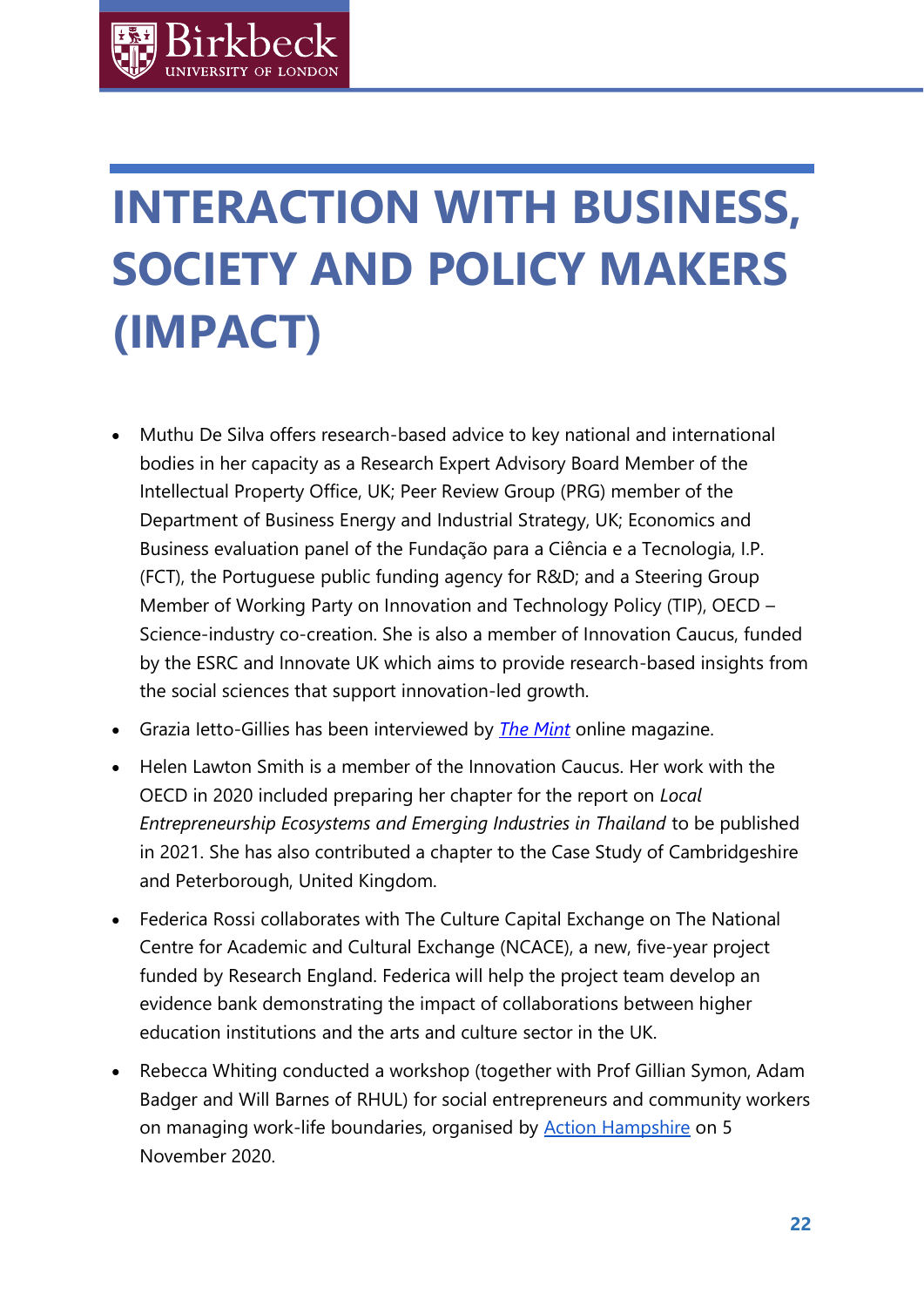# INTERACTION WITH BUSINESS, SOCIETY AND POLICY MAKERS (IMPACT)

- Muthu De Silva offers research-based advice to key national and international bodies in her capacity as a Research Expert Advisory Board Member of the Intellectual Property Office, UK; Peer Review Group (PRG) member of the Department of Business Energy and Industrial Strategy, UK; Economics and Business evaluation panel of the Fundação para a Ciência e a Tecnologia, I.P. (FCT), the Portuguese public funding agency for R&D; and a Steering Group Member of Working Party on Innovation and Technology Policy (TIP), OECD – Science-industry co-creation. She is also a member of Innovation Caucus, funded by the ESRC and Innovate UK which aims to provide research-based insights from the social sciences that support innovation-led growth.
- Grazia Ietto-Gillies has been interviewed by *The Mint* online magazine.
- Helen Lawton Smith is a member of the Innovation Caucus. Her work with the OECD in 2020 included preparing her chapter for the report on *Local Entrepreneurship Ecosystems and Emerging Industries in Thailand* to be published in 2021. She has also contributed a chapter to the Case Study of Cambridgeshire and Peterborough, United Kingdom.
- Federica Rossi collaborates with The Culture Capital Exchange on The National Centre for Academic and Cultural Exchange (NCACE), a new, five-year project funded by Research England. Federica will help the project team develop an evidence bank demonstrating the impact of collaborations between higher education institutions and the arts and culture sector in the UK.
- Rebecca Whiting conducted a workshop (together with Prof Gillian Symon, Adam Badger and Will Barnes of RHUL) for social entrepreneurs and community workers on managing work-life boundaries, organised by Action Hampshire on 5 November 2020.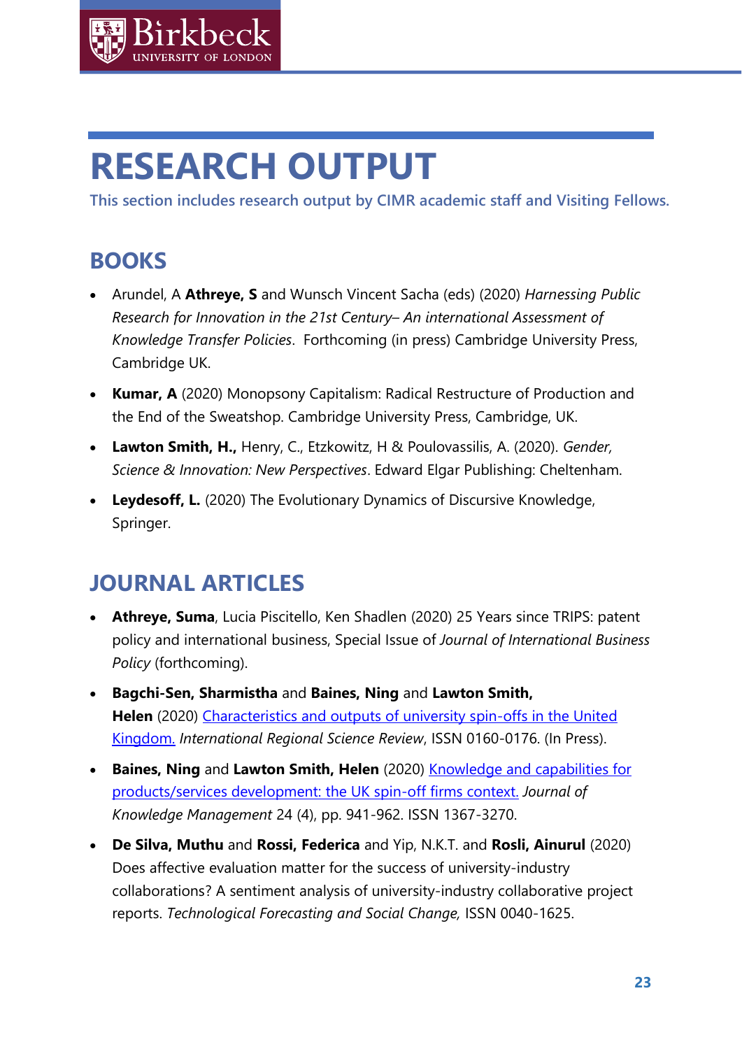# RESEARCH OUTPUT

This section includes research output by CIMR academic staff and Visiting Fellows.

## BOOKS

- Arundel, A **Athreye, S** and Wunsch Vincent Sacha (eds) (2020) *Harnessing Public Research for Innovation in the 21st Century– An international Assessment of Knowledge Transfer Policies*. Forthcoming (in press) Cambridge University Press, Cambridge UK.
- **Kumar, A** (2020) Monopsony Capitalism: Radical Restructure of Production and the End of the Sweatshop. Cambridge University Press, Cambridge, UK.
- **Lawton Smith, H.,** Henry, C., Etzkowitz, H & Poulovassilis, A. (2020). *Gender, Science & Innovation: New Perspectives*. Edward Elgar Publishing: Cheltenham.
- **Leydesoff, L.** (2020) The Evolutionary Dynamics of Discursive Knowledge, Springer.

## JOURNAL ARTICLES

- **Athreye, Suma**, Lucia Piscitello, Ken Shadlen (2020) 25 Years since TRIPS: patent policy and international business, Special Issue of *Journal of International Business Policy* (forthcoming).
- **Bagchi-Sen, Sharmistha** and **Baines, Ning** and **Lawton Smith, Helen** (2020) Characteristics and outputs of university spin-offs in the United Kingdom. *International Regional Science Review*, ISSN 0160-0176. (In Press).
- **Baines, Ning** and **Lawton Smith, Helen** (2020) Knowledge and capabilities for products/services development: the UK spin-off firms context. *Journal of Knowledge Management* 24 (4), pp. 941-962. ISSN 1367-3270.
- **De Silva, Muthu** and **Rossi, Federica** and Yip, N.K.T. and **Rosli, Ainurul** (2020) Does affective evaluation matter for the success of university-industry collaborations? A sentiment analysis of university-industry collaborative project reports. *Technological Forecasting and Social Change,* ISSN 0040-1625.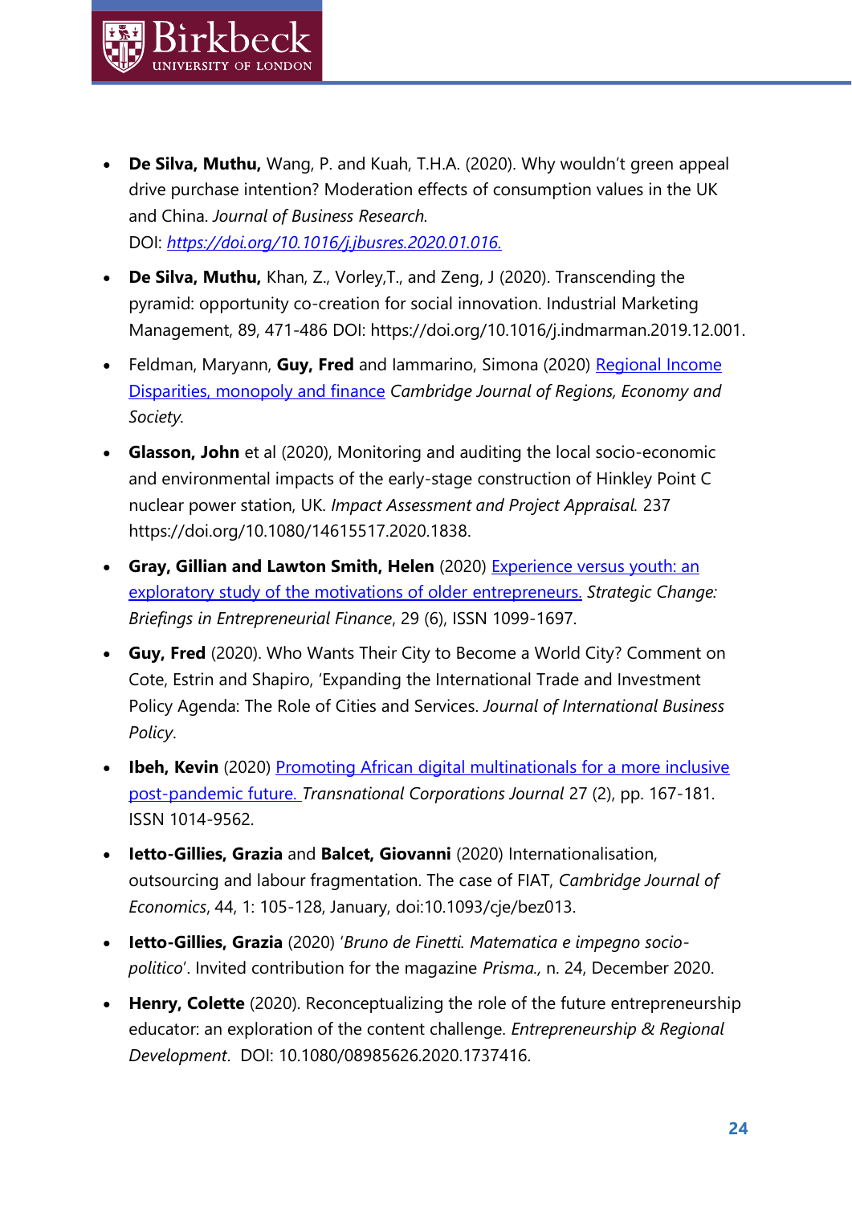- **De Silva, Muthu,** Wang, P. and Kuah, T.H.A. (2020). Why wouldn't green appeal drive purchase intention? Moderation effects of consumption values in the UK and China. *Journal of Business Research.* DOI: *https://doi.org/10.1016/j.jbusres.2020.01.016.*
- **De Silva, Muthu,** Khan, Z., Vorley,T., and Zeng, J (2020). Transcending the pyramid: opportunity co-creation for social innovation. Industrial Marketing Management, 89, 471-486 DOI: https://doi.org/10.1016/j.indmarman.2019.12.001.
- Feldman, Maryann, **Guy, Fred** and Iammarino, Simona (2020) Regional Income Disparities, monopoly and finance *Cambridge Journal of Regions, Economy and Society.*
- **Glasson, John** et al (2020), Monitoring and auditing the local socio-economic and environmental impacts of the early-stage construction of Hinkley Point C nuclear power station, UK. *Impact Assessment and Project Appraisal.* 237 https://doi.org/10.1080/14615517.2020.1838.
- **Gray, Gillian and Lawton Smith, Helen** (2020) Experience versus youth: an exploratory study of the motivations of older entrepreneurs. *Strategic Change: Briefings in Entrepreneurial Finance*, 29 (6), ISSN 1099-1697.
- **Guy, Fred** (2020). Who Wants Their City to Become a World City? Comment on Cote, Estrin and Shapiro, 'Expanding the International Trade and Investment Policy Agenda: The Role of Cities and Services. *Journal of International Business Policy*.
- **Ibeh, Kevin** (2020) Promoting African digital multinationals for a more inclusive post-pandemic future. *Transnational Corporations Journal* 27 (2), pp. 167-181. ISSN 1014-9562.
- **Ietto-Gillies, Grazia** and **Balcet, Giovanni** (2020) Internationalisation, outsourcing and labour fragmentation. The case of FIAT, *Cambridge Journal of Economics*, 44, 1: 105-128, January, doi:10.1093/cje/bez013.
- **Ietto-Gillies, Grazia** (2020) '*Bruno de Finetti. Matematica e impegno socio-politico*'. Invited contribution for the magazine *Prisma.,* n. 24, December 2020.
- **Henry, Colette** (2020). Reconceptualizing the role of the future entrepreneurship educator: an exploration of the content challenge. *Entrepreneurship & Regional Development*. DOI: 10.1080/08985626.2020.1737416.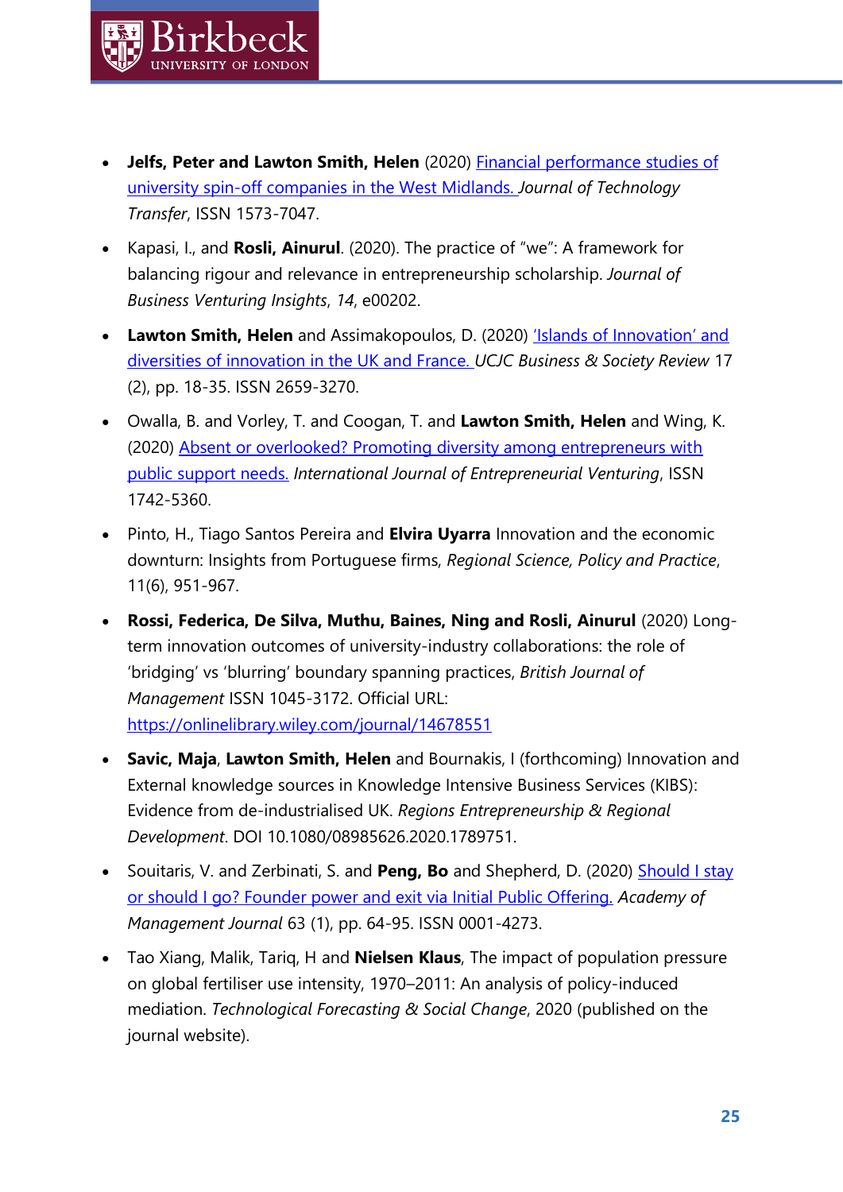- **Jelfs, Peter and Lawton Smith, Helen** (2020) Financial performance studies of university spin-off companies in the West Midlands. *Journal of Technology Transfer*, ISSN 1573-7047.
- Kapasi, I., and **Rosli, Ainurul**. (2020). The practice of "we": A framework for balancing rigour and relevance in entrepreneurship scholarship. *Journal of Business Venturing Insights*, *14*, e00202.
- **Lawton Smith, Helen** and Assimakopoulos, D. (2020) 'Islands of Innovation' and diversities of innovation in the UK and France. *UCJC Business & Society Review* 17 (2), pp. 18-35. ISSN 2659-3270.
- Owalla, B. and Vorley, T. and Coogan, T. and **Lawton Smith, Helen** and Wing, K. (2020) Absent or overlooked? Promoting diversity among entrepreneurs with public support needs. *International Journal of Entrepreneurial Venturing*, ISSN 1742-5360.
- Pinto, H., Tiago Santos Pereira and **Elvira Uyarra** Innovation and the economic downturn: Insights from Portuguese firms, *Regional Science, Policy and Practice*, 11(6), 951-967.
- **Rossi, Federica, De Silva, Muthu, Baines, Ning and Rosli, Ainurul** (2020) Long-term innovation outcomes of university-industry collaborations: the role of 'bridging' vs 'blurring' boundary spanning practices, *British Journal of Management* ISSN 1045-3172. Official URL: https://onlinelibrary.wiley.com/journal/14678551
- **Savic, Maja**, **Lawton Smith, Helen** and Bournakis, I (forthcoming) Innovation and External knowledge sources in Knowledge Intensive Business Services (KIBS): Evidence from de-industrialised UK. *Regions Entrepreneurship & Regional Development*. DOI 10.1080/08985626.2020.1789751.
- Souitaris, V. and Zerbinati, S. and **Peng, Bo** and Shepherd, D. (2020) Should I stay or should I go? Founder power and exit via Initial Public Offering. *Academy of Management Journal* 63 (1), pp. 64-95. ISSN 0001-4273.
- Tao Xiang, Malik, Tariq, H and **Nielsen Klaus**, The impact of population pressure on global fertiliser use intensity, 1970–2011: An analysis of policy-induced mediation. *Technological Forecasting & Social Change*, 2020 (published on the journal website).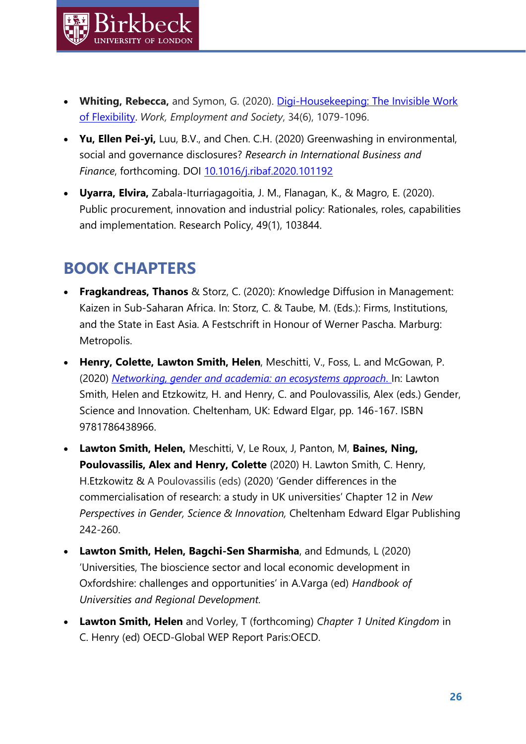- **Whiting, Rebecca,** and Symon, G. (2020). Digi-Housekeeping: The Invisible Work of Flexibility. *Work, Employment and Society*, 34(6), 1079-1096.
- **Yu, Ellen Pei-yi,** Luu, B.V., and Chen. C.H. (2020) Greenwashing in environmental, social and governance disclosures? *Research in International Business and Finance*, forthcoming. DOI 10.1016/j.ribaf.2020.101192
- **Uyarra, Elvira,** Zabala-Iturriagagoitia, J. M., Flanagan, K., & Magro, E. (2020). Public procurement, innovation and industrial policy: Rationales, roles, capabilities and implementation. Research Policy, 49(1), 103844.

## BOOK CHAPTERS

- **Fragkandreas, Thanos** & Storz, C. (2020): *K*nowledge Diffusion in Management: Kaizen in Sub-Saharan Africa. In: Storz, C. & Taube, M. (Eds.): Firms, Institutions, and the State in East Asia. A Festschrift in Honour of Werner Pascha. Marburg: Metropolis.
- **Henry, Colette, Lawton Smith, Helen**, Meschitti, V., Foss, L. and McGowan, P. (2020) *Networking, gender and academia: an ecosystems approach.* In: Lawton Smith, Helen and Etzkowitz, H. and Henry, C. and Poulovassilis, Alex (eds.) Gender, Science and Innovation. Cheltenham, UK: Edward Elgar, pp. 146-167. ISBN 9781786438966.
- **Lawton Smith, Helen,** Meschitti, V, Le Roux, J, Panton, M, **Baines, Ning, Poulovassilis, Alex and Henry, Colette** (2020) H. Lawton Smith, C. Henry, H.Etzkowitz & A Poulovassilis (eds) (2020) 'Gender differences in the commercialisation of research: a study in UK universities' Chapter 12 in *New Perspectives in Gender, Science & Innovation,* Cheltenham Edward Elgar Publishing 242-260.
- **Lawton Smith, Helen, Bagchi-Sen Sharmisha**, and Edmunds, L (2020) 'Universities, The bioscience sector and local economic development in Oxfordshire: challenges and opportunities' in A.Varga (ed) *Handbook of Universities and Regional Development.*
- **Lawton Smith, Helen** and Vorley, T (forthcoming) *Chapter 1 United Kingdom* in C. Henry (ed) OECD-Global WEP Report Paris:OECD.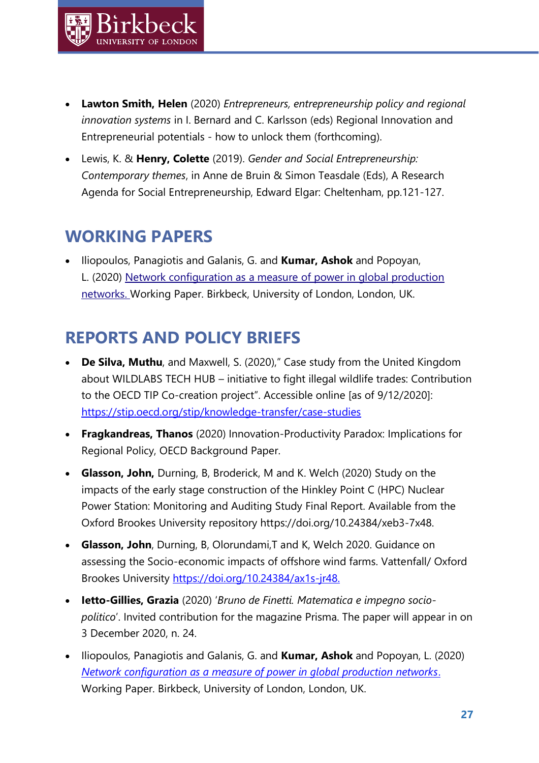- **Lawton Smith, Helen** (2020) *Entrepreneurs, entrepreneurship policy and regional innovation systems* in I. Bernard and C. Karlsson (eds) Regional Innovation and Entrepreneurial potentials - how to unlock them (forthcoming).
- Lewis, K. & **Henry, Colette** (2019). *Gender and Social Entrepreneurship: Contemporary themes*, in Anne de Bruin & Simon Teasdale (Eds), A Research Agenda for Social Entrepreneurship, Edward Elgar: Cheltenham, pp.121-127.

## WORKING PAPERS

- Iliopoulos, Panagiotis and Galanis, G. and **Kumar, Ashok** and Popoyan, L. (2020) Network configuration as a measure of power in global production networks. Working Paper. Birkbeck, University of London, London, UK.

## REPORTS AND POLICY BRIEFS

- **De Silva, Muthu**, and Maxwell, S. (2020)," Case study from the United Kingdom about WILDLABS TECH HUB – initiative to fight illegal wildlife trades: Contribution to the OECD TIP Co-creation project". Accessible online [as of 9/12/2020]: https://stip.oecd.org/stip/knowledge-transfer/case-studies
- **Fragkandreas, Thanos** (2020) Innovation-Productivity Paradox: Implications for Regional Policy, OECD Background Paper.
- **Glasson, John,** Durning, B, Broderick, M and K. Welch (2020) Study on the impacts of the early stage construction of the Hinkley Point C (HPC) Nuclear Power Station: Monitoring and Auditing Study Final Report. Available from the Oxford Brookes University repository https://doi.org/10.24384/xeb3-7x48.
- **Glasson, John**, Durning, B, Olorundami,T and K, Welch 2020. Guidance on assessing the Socio-economic impacts of offshore wind farms. Vattenfall/ Oxford Brookes University https://doi.org/10.24384/ax1s-jr48.
- **Ietto-Gillies, Grazia** (2020) '*Bruno de Finetti. Matematica e impegno socio-politico*'. Invited contribution for the magazine Prisma. The paper will appear in on 3 December 2020, n. 24.
- Iliopoulos, Panagiotis and Galanis, G. and **Kumar, Ashok** and Popoyan, L. (2020) *Network configuration as a measure of power in global production networks*. Working Paper. Birkbeck, University of London, London, UK.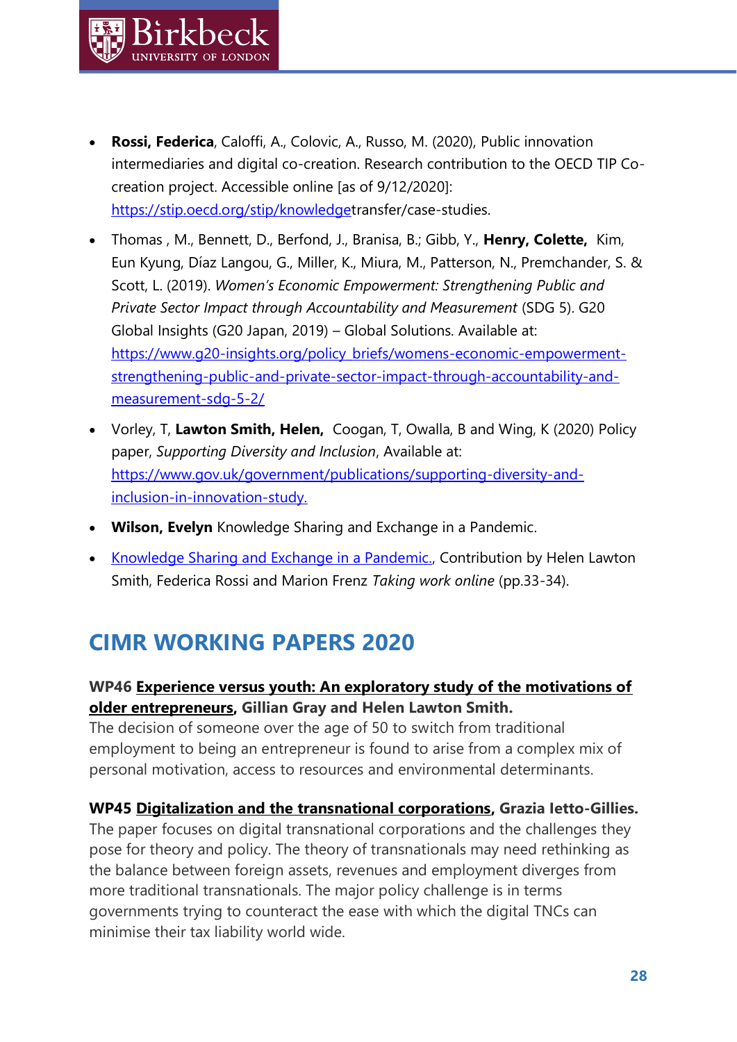- **Rossi, Federica**, Caloffi, A., Colovic, A., Russo, M. (2020), Public innovation intermediaries and digital co-creation. Research contribution to the OECD TIP Co-creation project. Accessible online [as of 9/12/2020]: https://stip.oecd.org/stip/knowledgetransfer/case-studies.
- Thomas , M., Bennett, D., Berfond, J., Branisa, B.; Gibb, Y., **Henry, Colette,** Kim, Eun Kyung, Díaz Langou, G., Miller, K., Miura, M., Patterson, N., Premchander, S. & Scott, L. (2019). *Women's Economic Empowerment: Strengthening Public and Private Sector Impact through Accountability and Measurement* (SDG 5). G20 Global Insights (G20 Japan, 2019) – Global Solutions. Available at: https://www.g20-insights.org/policy_briefs/womens-economic-empowerment-strengthening-public-and-private-sector-impact-through-accountability-and-measurement-sdg-5-2/
- Vorley, T, **Lawton Smith, Helen,** Coogan, T, Owalla, B and Wing, K (2020) Policy paper, *Supporting Diversity and Inclusion*, Available at: https://www.gov.uk/government/publications/supporting-diversity-and-inclusion-in-innovation-study.
- **Wilson, Evelyn** Knowledge Sharing and Exchange in a Pandemic.
- Knowledge Sharing and Exchange in a Pandemic., Contribution by Helen Lawton Smith, Federica Rossi and Marion Frenz *Taking work online* (pp.33-34).

## CIMR WORKING PAPERS 2020

**WP46 Experience versus youth: An exploratory study of the motivations of older entrepreneurs, Gillian Gray and Helen Lawton Smith.**
The decision of someone over the age of 50 to switch from traditional employment to being an entrepreneur is found to arise from a complex mix of personal motivation, access to resources and environmental determinants.

**WP45 Digitalization and the transnational corporations, Grazia Ietto-Gillies.**
The paper focuses on digital transnational corporations and the challenges they pose for theory and policy. The theory of transnationals may need rethinking as the balance between foreign assets, revenues and employment diverges from more traditional transnationals. The major policy challenge is in terms governments trying to counteract the ease with which the digital TNCs can minimise their tax liability world wide.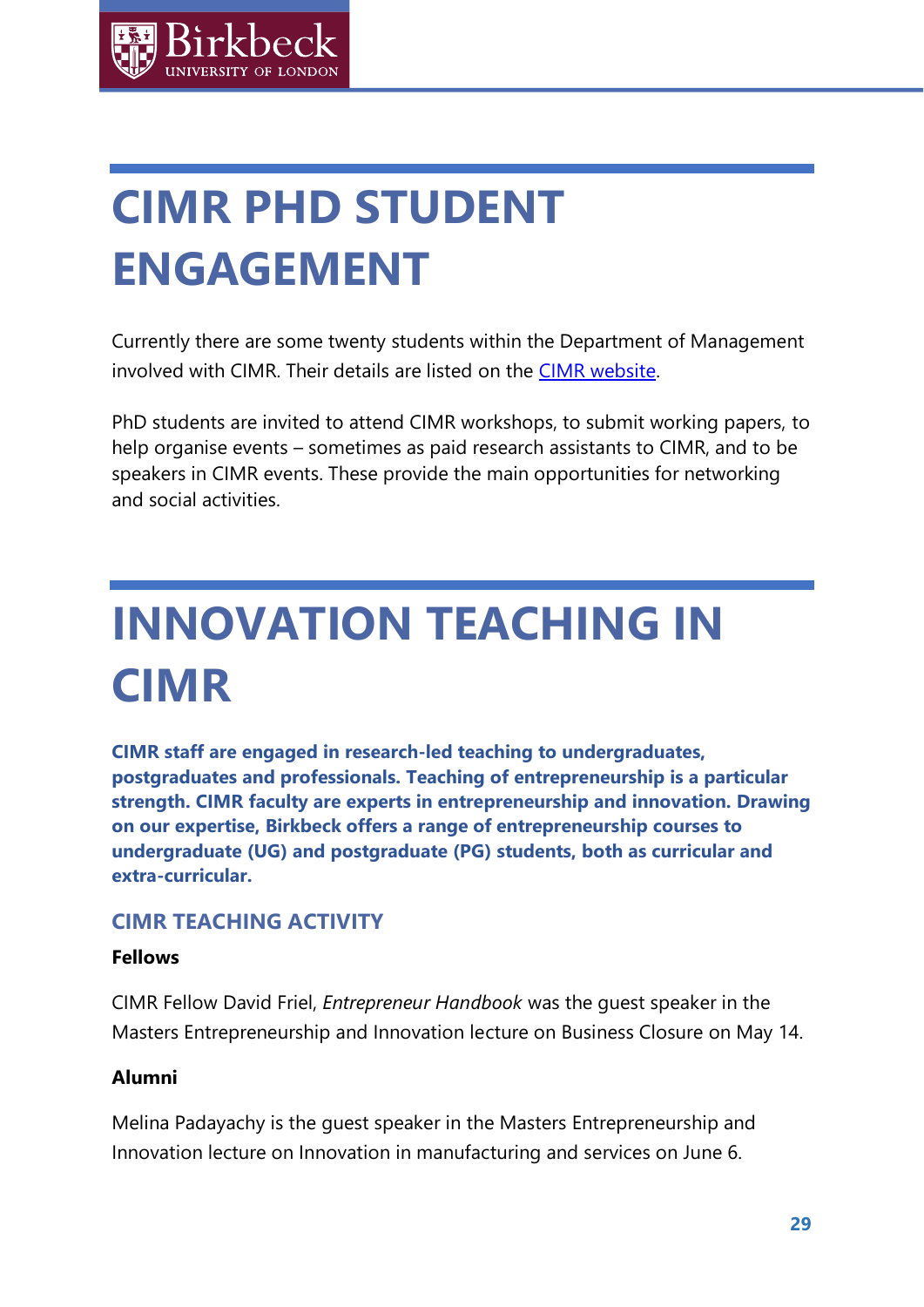# CIMR PHD STUDENT ENGAGEMENT

Currently there are some twenty students within the Department of Management involved with CIMR. Their details are listed on the [CIMR website](CIMR website).

PhD students are invited to attend CIMR workshops, to submit working papers, to help organise events – sometimes as paid research assistants to CIMR, and to be speakers in CIMR events. These provide the main opportunities for networking and social activities.

# INNOVATION TEACHING IN CIMR

**CIMR staff are engaged in research-led teaching to undergraduates, postgraduates and professionals. Teaching of entrepreneurship is a particular strength. CIMR faculty are experts in entrepreneurship and innovation. Drawing on our expertise, Birkbeck offers a range of entrepreneurship courses to undergraduate (UG) and postgraduate (PG) students, both as curricular and extra-curricular.**

## CIMR TEACHING ACTIVITY

**Fellows**

CIMR Fellow David Friel, *Entrepreneur Handbook* was the guest speaker in the Masters Entrepreneurship and Innovation lecture on Business Closure on May 14.

**Alumni**

Melina Padayachy is the guest speaker in the Masters Entrepreneurship and Innovation lecture on Innovation in manufacturing and services on June 6.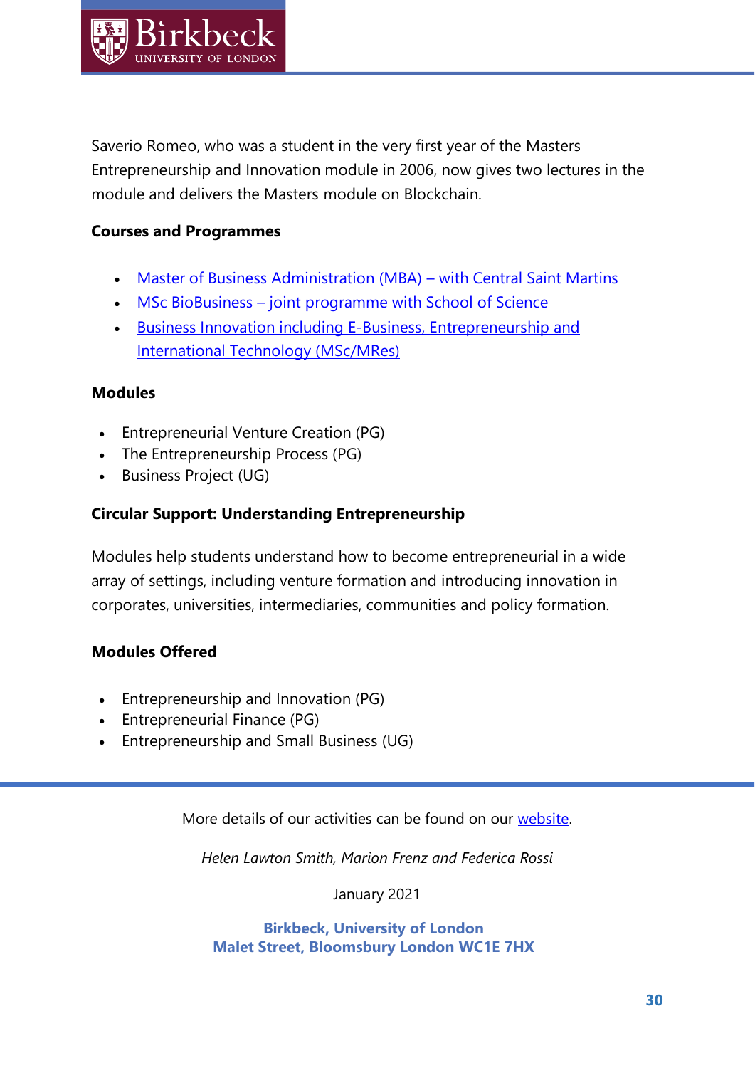Saverio Romeo, who was a student in the very first year of the Masters Entrepreneurship and Innovation module in 2006, now gives two lectures in the module and delivers the Masters module on Blockchain.

**Courses and Programmes**

- Master of Business Administration (MBA) – with Central Saint Martins
- MSc BioBusiness – joint programme with School of Science
- Business Innovation including E-Business, Entrepreneurship and International Technology (MSc/MRes)

**Modules**

- Entrepreneurial Venture Creation (PG)
- The Entrepreneurship Process (PG)
- Business Project (UG)

**Circular Support: Understanding Entrepreneurship**

Modules help students understand how to become entrepreneurial in a wide array of settings, including venture formation and introducing innovation in corporates, universities, intermediaries, communities and policy formation.

**Modules Offered**

- Entrepreneurship and Innovation (PG)
- Entrepreneurial Finance (PG)
- Entrepreneurship and Small Business (UG)

More details of our activities can be found on our website.

*Helen Lawton Smith, Marion Frenz and Federica Rossi*

January 2021

**Birkbeck, University of London**
**Malet Street, Bloomsbury London WC1E 7HX**